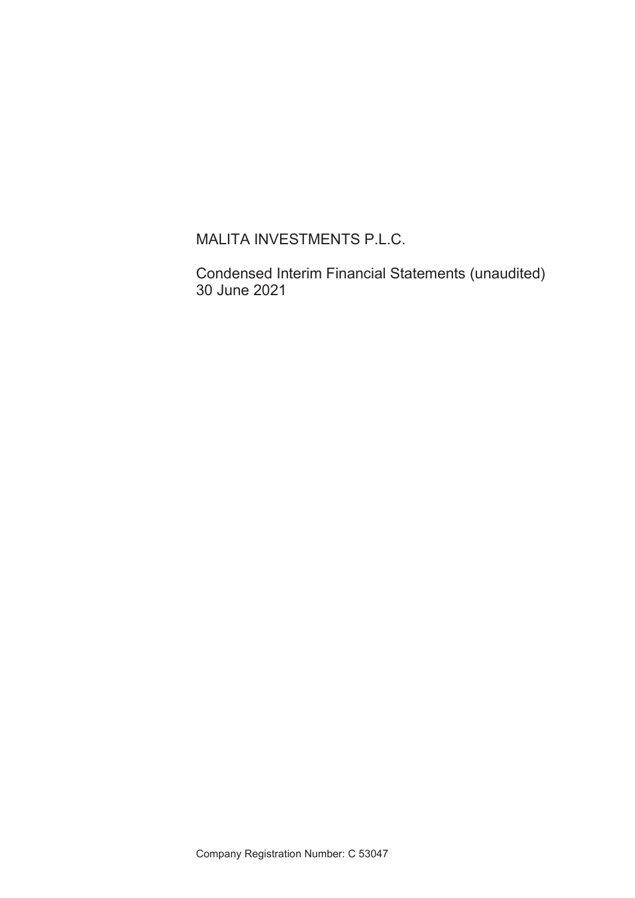# MALITA INVESTMENTS P.L.C.

Condensed Interim Financial Statements (unaudited)
30 June 2021

Company Registration Number: C 53047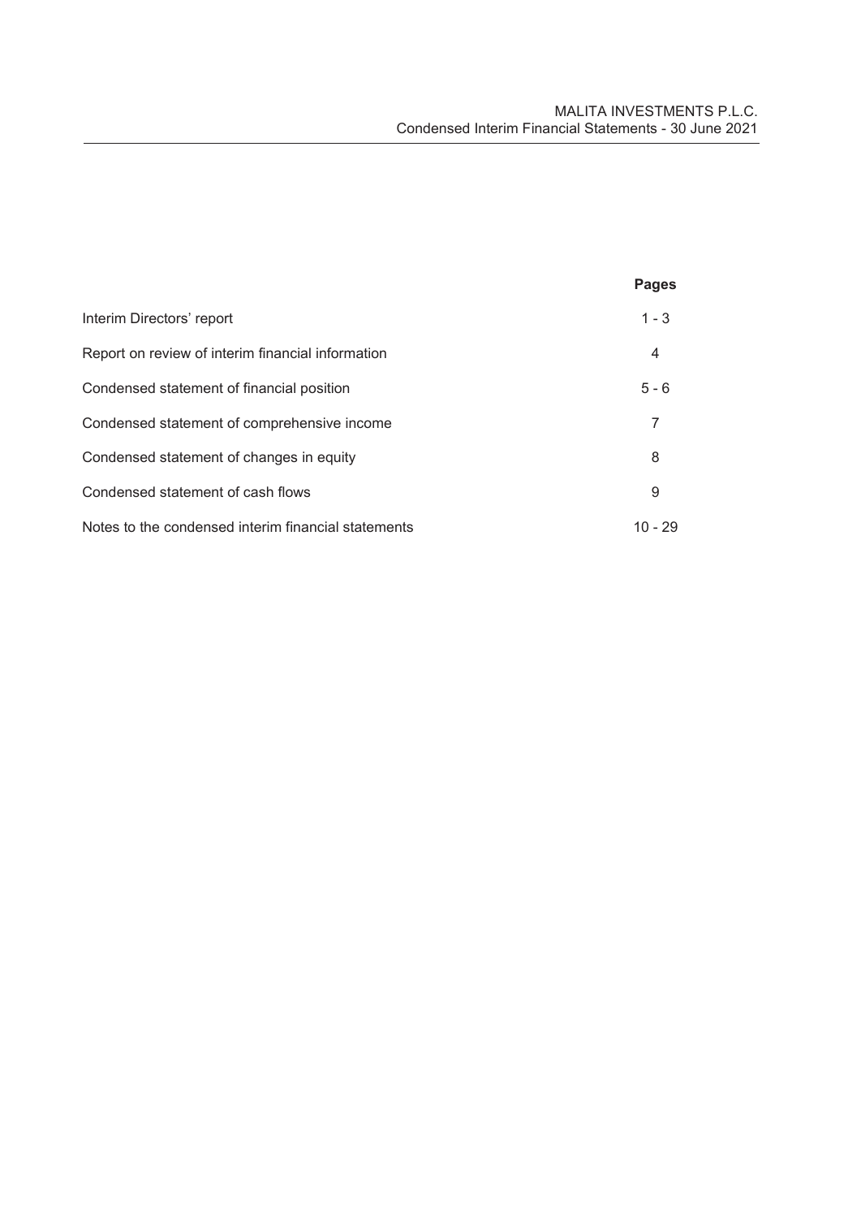| | Pages |
|---|---|
| Interim Directors' report | 1 - 3 |
| Report on review of interim financial information | 4 |
| Condensed statement of financial position | 5 - 6 |
| Condensed statement of comprehensive income | 7 |
| Condensed statement of changes in equity | 8 |
| Condensed statement of cash flows | 9 |
| Notes to the condensed interim financial statements | 10 - 29 |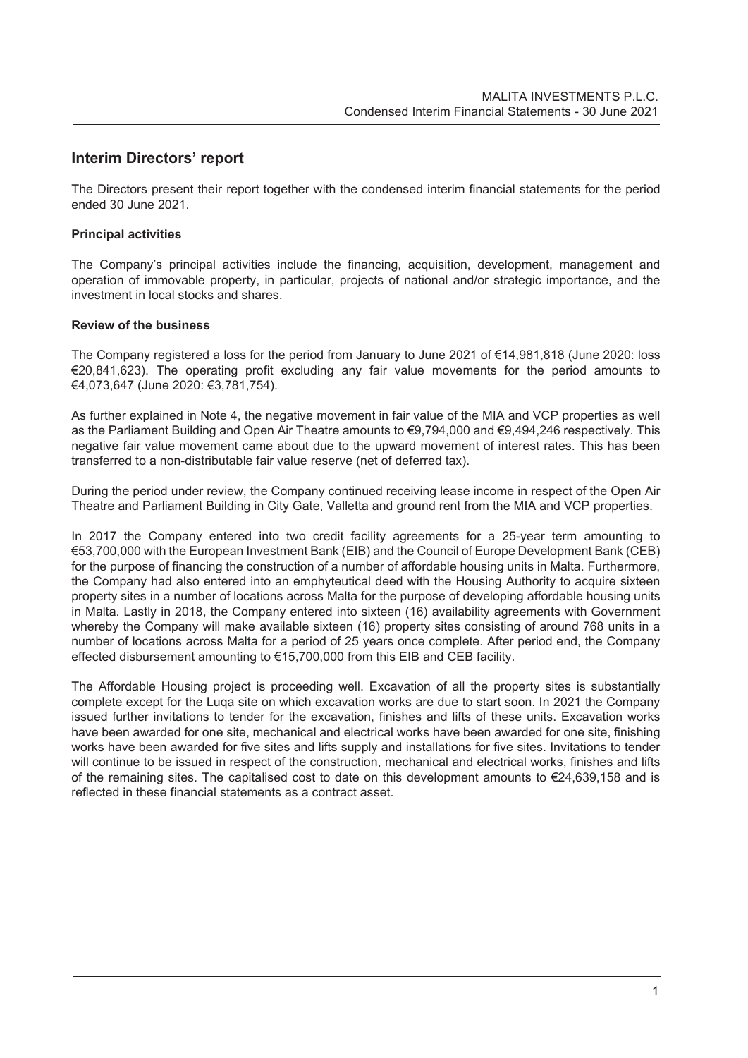# Interim Directors' report

The Directors present their report together with the condensed interim financial statements for the period ended 30 June 2021.

### Principal activities

The Company's principal activities include the financing, acquisition, development, management and operation of immovable property, in particular, projects of national and/or strategic importance, and the investment in local stocks and shares.

### Review of the business

The Company registered a loss for the period from January to June 2021 of €14,981,818 (June 2020: loss €20,841,623). The operating profit excluding any fair value movements for the period amounts to €4,073,647 (June 2020: €3,781,754).

As further explained in Note 4, the negative movement in fair value of the MIA and VCP properties as well as the Parliament Building and Open Air Theatre amounts to €9,794,000 and €9,494,246 respectively. This negative fair value movement came about due to the upward movement of interest rates. This has been transferred to a non-distributable fair value reserve (net of deferred tax).

During the period under review, the Company continued receiving lease income in respect of the Open Air Theatre and Parliament Building in City Gate, Valletta and ground rent from the MIA and VCP properties.

In 2017 the Company entered into two credit facility agreements for a 25-year term amounting to €53,700,000 with the European Investment Bank (EIB) and the Council of Europe Development Bank (CEB) for the purpose of financing the construction of a number of affordable housing units in Malta. Furthermore, the Company had also entered into an emphyteutical deed with the Housing Authority to acquire sixteen property sites in a number of locations across Malta for the purpose of developing affordable housing units in Malta. Lastly in 2018, the Company entered into sixteen (16) availability agreements with Government whereby the Company will make available sixteen (16) property sites consisting of around 768 units in a number of locations across Malta for a period of 25 years once complete. After period end, the Company effected disbursement amounting to €15,700,000 from this EIB and CEB facility.

The Affordable Housing project is proceeding well. Excavation of all the property sites is substantially complete except for the Luqa site on which excavation works are due to start soon. In 2021 the Company issued further invitations to tender for the excavation, finishes and lifts of these units. Excavation works have been awarded for one site, mechanical and electrical works have been awarded for one site, finishing works have been awarded for five sites and lifts supply and installations for five sites. Invitations to tender will continue to be issued in respect of the construction, mechanical and electrical works, finishes and lifts of the remaining sites. The capitalised cost to date on this development amounts to €24,639,158 and is reflected in these financial statements as a contract asset.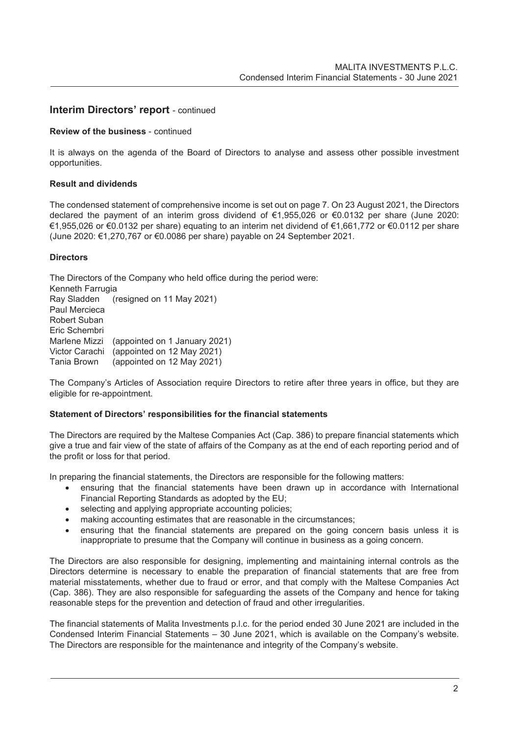## Interim Directors' report - continued

**Review of the business** - continued

It is always on the agenda of the Board of Directors to analyse and assess other possible investment opportunities.

**Result and dividends**

The condensed statement of comprehensive income is set out on page 7. On 23 August 2021, the Directors declared the payment of an interim gross dividend of €1,955,026 or €0.0132 per share (June 2020: €1,955,026 or €0.0132 per share) equating to an interim net dividend of €1,661,772 or €0.0112 per share (June 2020: €1,270,767 or €0.0086 per share) payable on 24 September 2021.

**Directors**

The Directors of the Company who held office during the period were:

Kenneth Farrugia
Ray Sladden (resigned on 11 May 2021)
Paul Mercieca
Robert Suban
Eric Schembri
Marlene Mizzi (appointed on 1 January 2021)
Victor Carachi (appointed on 12 May 2021)
Tania Brown (appointed on 12 May 2021)

The Company's Articles of Association require Directors to retire after three years in office, but they are eligible for re-appointment.

**Statement of Directors' responsibilities for the financial statements**

The Directors are required by the Maltese Companies Act (Cap. 386) to prepare financial statements which give a true and fair view of the state of affairs of the Company as at the end of each reporting period and of the profit or loss for that period.

In preparing the financial statements, the Directors are responsible for the following matters:

- ensuring that the financial statements have been drawn up in accordance with International Financial Reporting Standards as adopted by the EU;
- selecting and applying appropriate accounting policies;
- making accounting estimates that are reasonable in the circumstances;
- ensuring that the financial statements are prepared on the going concern basis unless it is inappropriate to presume that the Company will continue in business as a going concern.

The Directors are also responsible for designing, implementing and maintaining internal controls as the Directors determine is necessary to enable the preparation of financial statements that are free from material misstatements, whether due to fraud or error, and that comply with the Maltese Companies Act (Cap. 386). They are also responsible for safeguarding the assets of the Company and hence for taking reasonable steps for the prevention and detection of fraud and other irregularities.

The financial statements of Malita Investments p.l.c. for the period ended 30 June 2021 are included in the Condensed Interim Financial Statements – 30 June 2021, which is available on the Company's website. The Directors are responsible for the maintenance and integrity of the Company's website.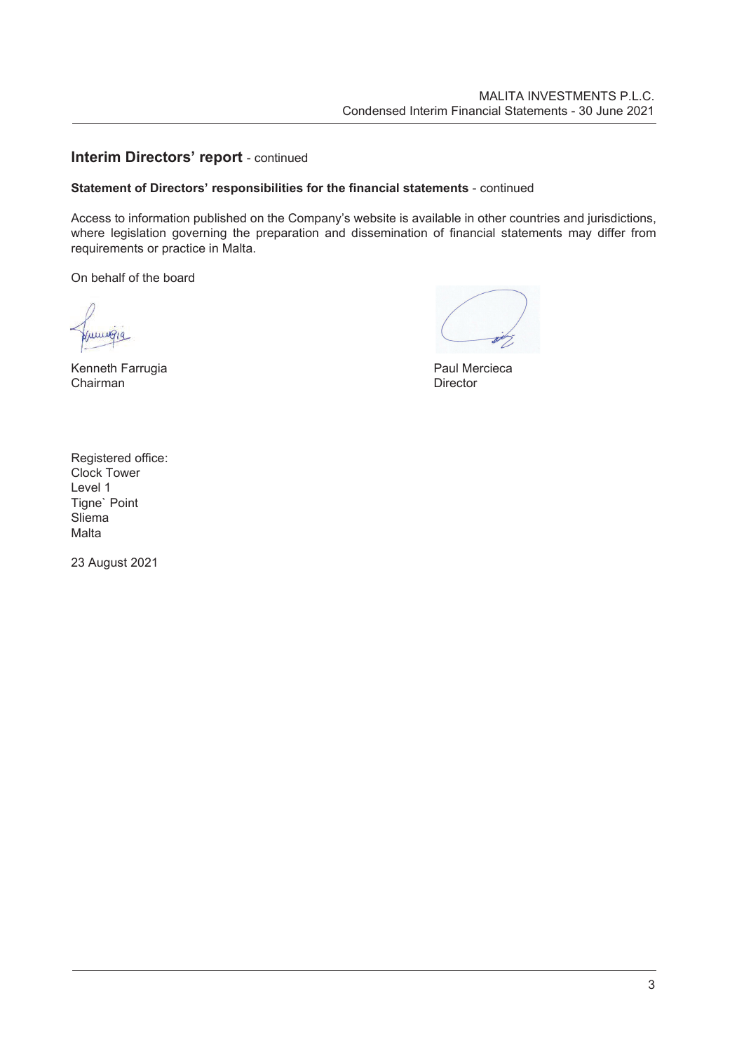## Interim Directors' report - continued

**Statement of Directors' responsibilities for the financial statements** - continued

Access to information published on the Company's website is available in other countries and jurisdictions, where legislation governing the preparation and dissemination of financial statements may differ from requirements or practice in Malta.

On behalf of the board

Kenneth Farrugia
Chairman

Paul Mercieca
Director

Registered office:
Clock Tower
Level 1
Tigne` Point
Sliema
Malta

23 August 2021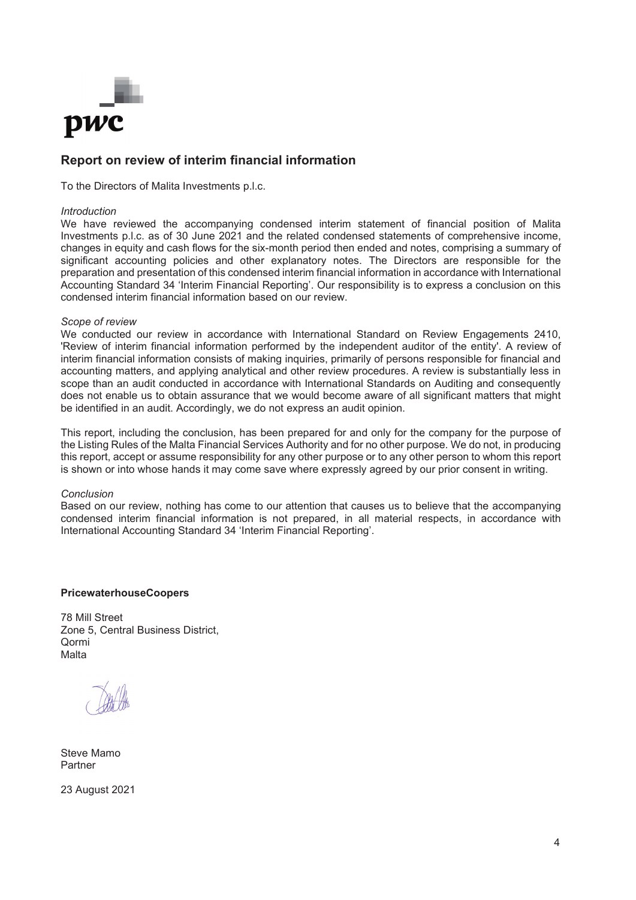## Report on review of interim financial information

To the Directors of Malita Investments p.l.c.

*Introduction*

We have reviewed the accompanying condensed interim statement of financial position of Malita Investments p.l.c. as of 30 June 2021 and the related condensed statements of comprehensive income, changes in equity and cash flows for the six-month period then ended and notes, comprising a summary of significant accounting policies and other explanatory notes. The Directors are responsible for the preparation and presentation of this condensed interim financial information in accordance with International Accounting Standard 34 'Interim Financial Reporting'. Our responsibility is to express a conclusion on this condensed interim financial information based on our review.

*Scope of review*

We conducted our review in accordance with International Standard on Review Engagements 2410, 'Review of interim financial information performed by the independent auditor of the entity'. A review of interim financial information consists of making inquiries, primarily of persons responsible for financial and accounting matters, and applying analytical and other review procedures. A review is substantially less in scope than an audit conducted in accordance with International Standards on Auditing and consequently does not enable us to obtain assurance that we would become aware of all significant matters that might be identified in an audit. Accordingly, we do not express an audit opinion.

This report, including the conclusion, has been prepared for and only for the company for the purpose of the Listing Rules of the Malta Financial Services Authority and for no other purpose. We do not, in producing this report, accept or assume responsibility for any other purpose or to any other person to whom this report is shown or into whose hands it may come save where expressly agreed by our prior consent in writing.

*Conclusion*

Based on our review, nothing has come to our attention that causes us to believe that the accompanying condensed interim financial information is not prepared, in all material respects, in accordance with International Accounting Standard 34 'Interim Financial Reporting'.

**PricewaterhouseCoopers**

78 Mill Street
Zone 5, Central Business District,
Qormi
Malta

Steve Mamo
Partner

23 August 2021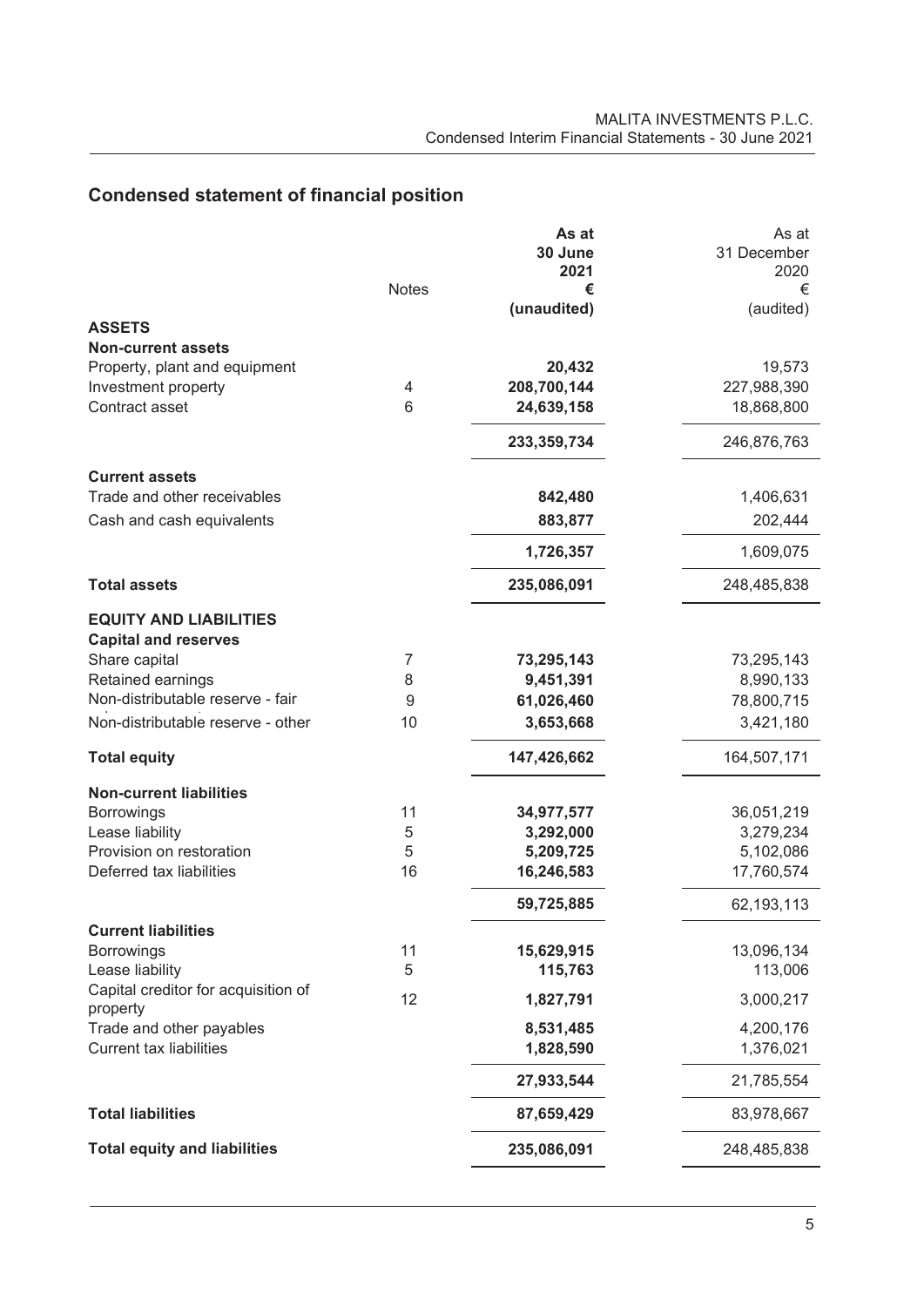## Condensed statement of financial position

| | Notes | As at 30 June 2021 € (unaudited) | As at 31 December 2020 € (audited) |
|---|---|---|---|
| **ASSETS** | | | |
| **Non-current assets** | | | |
| Property, plant and equipment | | **20,432** | 19,573 |
| Investment property | 4 | **208,700,144** | 227,988,390 |
| Contract asset | 6 | **24,639,158** | 18,868,800 |
| | | **233,359,734** | 246,876,763 |
| **Current assets** | | | |
| Trade and other receivables | | **842,480** | 1,406,631 |
| Cash and cash equivalents | | **883,877** | 202,444 |
| | | **1,726,357** | 1,609,075 |
| **Total assets** | | **235,086,091** | 248,485,838 |
| **EQUITY AND LIABILITIES** | | | |
| **Capital and reserves** | | | |
| Share capital | 7 | **73,295,143** | 73,295,143 |
| Retained earnings | 8 | **9,451,391** | 8,990,133 |
| Non-distributable reserve - fair value | 9 | **61,026,460** | 78,800,715 |
| Non-distributable reserve - other | 10 | **3,653,668** | 3,421,180 |
| **Total equity** | | **147,426,662** | 164,507,171 |
| **Non-current liabilities** | | | |
| Borrowings | 11 | **34,977,577** | 36,051,219 |
| Lease liability | 5 | **3,292,000** | 3,279,234 |
| Provision on restoration | 5 | **5,209,725** | 5,102,086 |
| Deferred tax liabilities | 16 | **16,246,583** | 17,760,574 |
| | | **59,725,885** | 62,193,113 |
| **Current liabilities** | | | |
| Borrowings | 11 | **15,629,915** | 13,096,134 |
| Lease liability | 5 | **115,763** | 113,006 |
| Capital creditor for acquisition of property | 12 | **1,827,791** | 3,000,217 |
| Trade and other payables | | **8,531,485** | 4,200,176 |
| Current tax liabilities | | **1,828,590** | 1,376,021 |
| | | **27,933,544** | 21,785,554 |
| **Total liabilities** | | **87,659,429** | 83,978,667 |
| **Total equity and liabilities** | | **235,086,091** | 248,485,838 |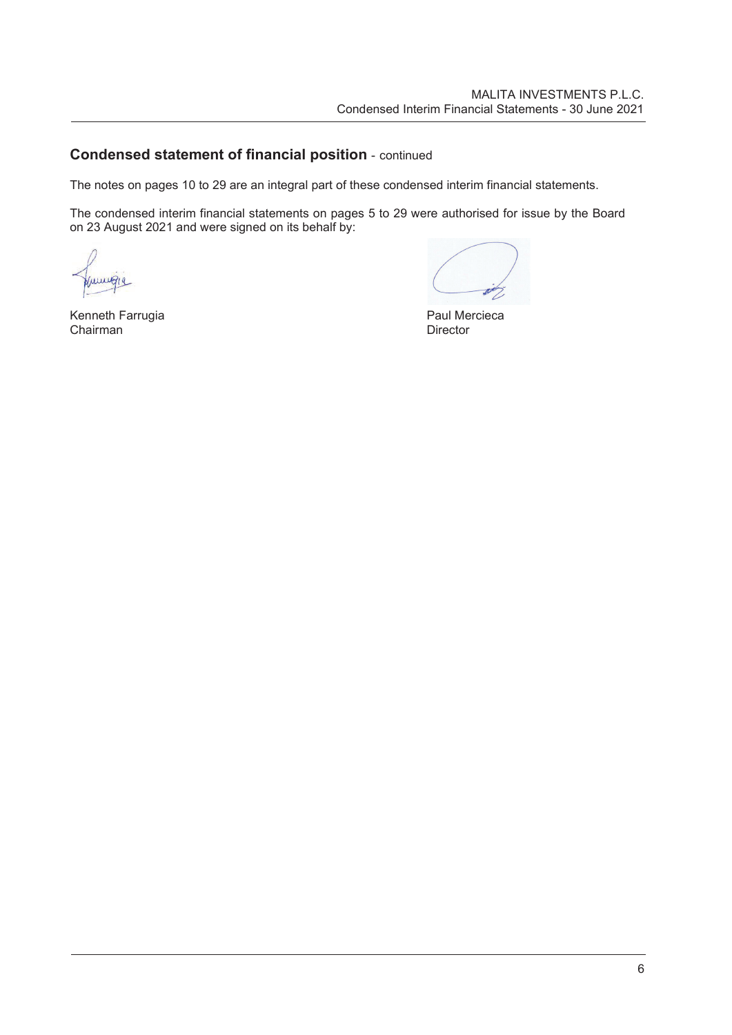## **Condensed statement of financial position** - continued

The notes on pages 10 to 29 are an integral part of these condensed interim financial statements.

The condensed interim financial statements on pages 5 to 29 were authorised for issue by the Board on 23 August 2021 and were signed on its behalf by:

Kenneth Farrugia
Chairman

Paul Mercieca
Director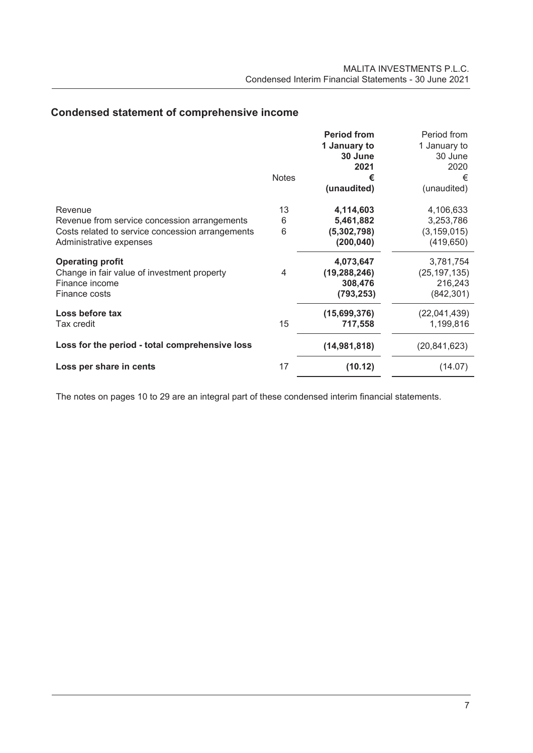## Condensed statement of comprehensive income

| | Notes | Period from 1 January to 30 June 2021 € (unaudited) | Period from 1 January to 30 June 2020 € (unaudited) |
|---|---|---|---|
| Revenue | 13 | **4,114,603** | 4,106,633 |
| Revenue from service concession arrangements | 6 | **5,461,882** | 3,253,786 |
| Costs related to service concession arrangements | 6 | **(5,302,798)** | (3,159,015) |
| Administrative expenses | | **(200,040)** | (419,650) |
| **Operating profit** | | **4,073,647** | 3,781,754 |
| Change in fair value of investment property | 4 | **(19,288,246)** | (25,197,135) |
| Finance income | | **308,476** | 216,243 |
| Finance costs | | **(793,253)** | (842,301) |
| **Loss before tax** | | **(15,699,376)** | (22,041,439) |
| Tax credit | 15 | **717,558** | 1,199,816 |
| **Loss for the period - total comprehensive loss** | | **(14,981,818)** | (20,841,623) |
| **Loss per share in cents** | 17 | **(10.12)** | (14.07) |

The notes on pages 10 to 29 are an integral part of these condensed interim financial statements.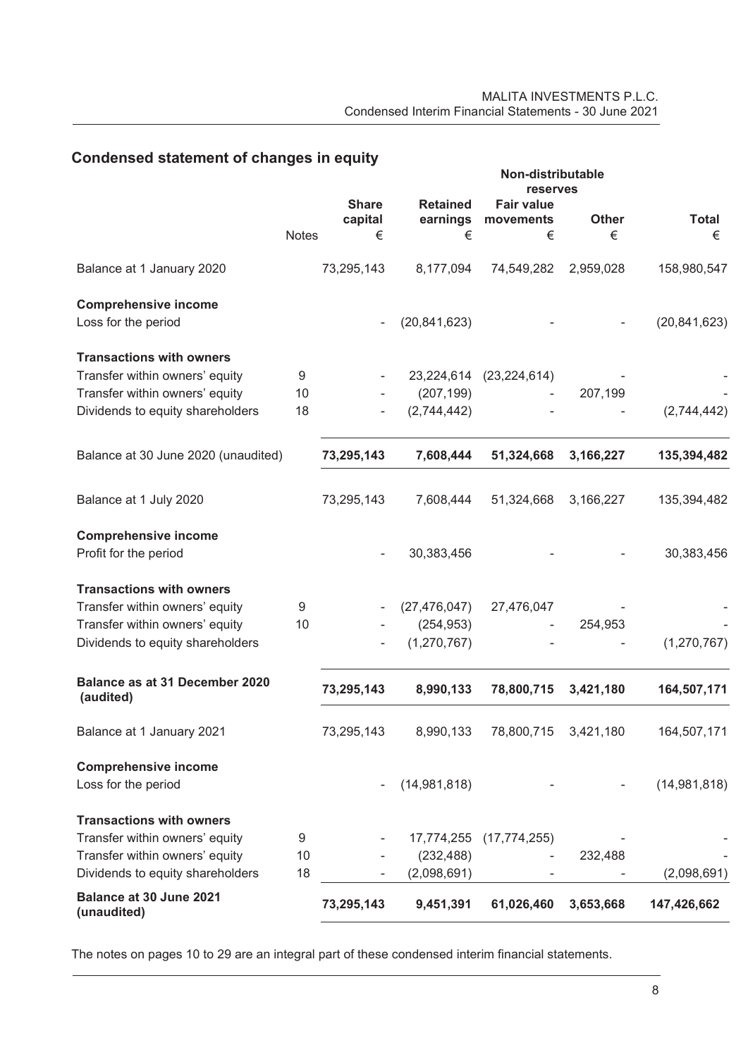## Condensed statement of changes in equity

| | Notes | Share capital € | Retained earnings € | Non-distributable reserves Fair value movements € | Other € | Total € |
|---|---|---|---|---|---|---|
| Balance at 1 January 2020 | | 73,295,143 | 8,177,094 | 74,549,282 | 2,959,028 | 158,980,547 |
| **Comprehensive income** | | | | | | |
| Loss for the period | | - | (20,841,623) | - | - | (20,841,623) |
| **Transactions with owners** | | | | | | |
| Transfer within owners' equity | 9 | - | 23,224,614 | (23,224,614) | - | - |
| Transfer within owners' equity | 10 | - | (207,199) | - | 207,199 | - |
| Dividends to equity shareholders | 18 | - | (2,744,442) | - | - | (2,744,442) |
| Balance at 30 June 2020 (unaudited) | | **73,295,143** | **7,608,444** | **51,324,668** | **3,166,227** | **135,394,482** |
| Balance at 1 July 2020 | | 73,295,143 | 7,608,444 | 51,324,668 | 3,166,227 | 135,394,482 |
| **Comprehensive income** | | | | | | |
| Profit for the period | | - | 30,383,456 | - | - | 30,383,456 |
| **Transactions with owners** | | | | | | |
| Transfer within owners' equity | 9 | - | (27,476,047) | 27,476,047 | - | - |
| Transfer within owners' equity | 10 | - | (254,953) | - | 254,953 | - |
| Dividends to equity shareholders | | - | (1,270,767) | - | - | (1,270,767) |
| **Balance as at 31 December 2020 (audited)** | | **73,295,143** | **8,990,133** | **78,800,715** | **3,421,180** | **164,507,171** |
| Balance at 1 January 2021 | | 73,295,143 | 8,990,133 | 78,800,715 | 3,421,180 | 164,507,171 |
| **Comprehensive income** | | | | | | |
| Loss for the period | | - | (14,981,818) | - | - | (14,981,818) |
| **Transactions with owners** | | | | | | |
| Transfer within owners' equity | 9 | - | 17,774,255 | (17,774,255) | - | - |
| Transfer within owners' equity | 10 | - | (232,488) | - | 232,488 | - |
| Dividends to equity shareholders | 18 | - | (2,098,691) | - | - | (2,098,691) |
| **Balance at 30 June 2021 (unaudited)** | | **73,295,143** | **9,451,391** | **61,026,460** | **3,653,668** | **147,426,662** |

The notes on pages 10 to 29 are an integral part of these condensed interim financial statements.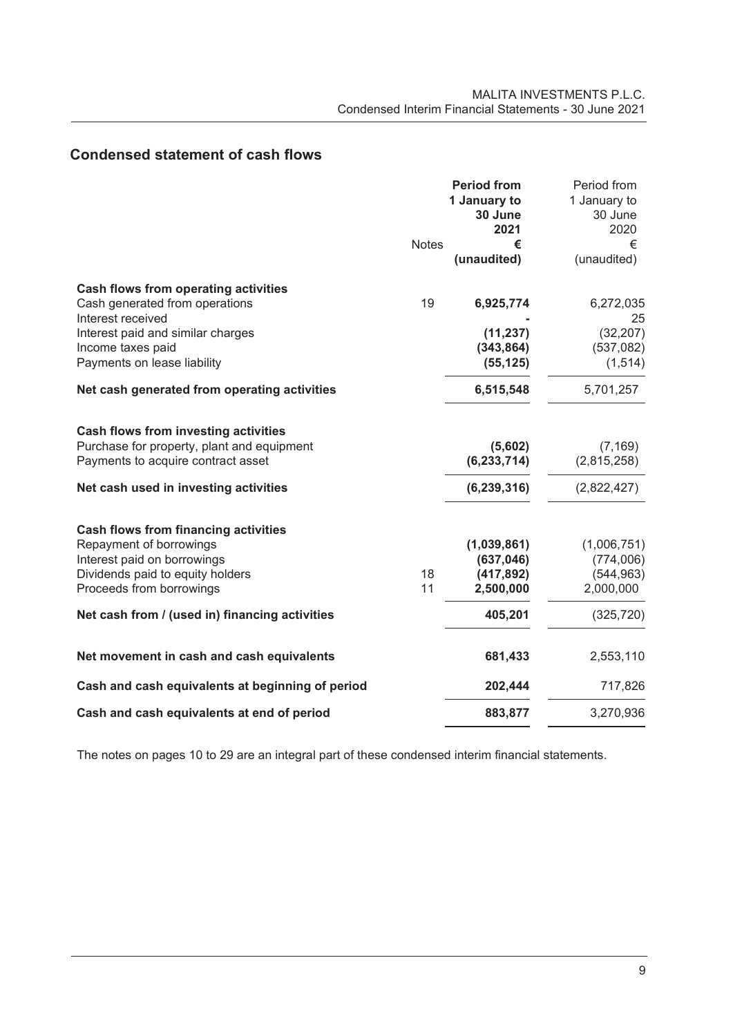## Condensed statement of cash flows

| | Notes | **Period from 1 January to 30 June 2021 € (unaudited)** | Period from 1 January to 30 June 2020 € (unaudited) |
|---|---|---|---|
| **Cash flows from operating activities** | | | |
| Cash generated from operations | 19 | **6,925,774** | 6,272,035 |
| Interest received | | **-** | 25 |
| Interest paid and similar charges | | **(11,237)** | (32,207) |
| Income taxes paid | | **(343,864)** | (537,082) |
| Payments on lease liability | | **(55,125)** | (1,514) |
| **Net cash generated from operating activities** | | **6,515,548** | 5,701,257 |
| **Cash flows from investing activities** | | | |
| Purchase for property, plant and equipment | | **(5,602)** | (7,169) |
| Payments to acquire contract asset | | **(6,233,714)** | (2,815,258) |
| **Net cash used in investing activities** | | **(6,239,316)** | (2,822,427) |
| **Cash flows from financing activities** | | | |
| Repayment of borrowings | | **(1,039,861)** | (1,006,751) |
| Interest paid on borrowings | | **(637,046)** | (774,006) |
| Dividends paid to equity holders | 18 | **(417,892)** | (544,963) |
| Proceeds from borrowings | 11 | **2,500,000** | 2,000,000 |
| **Net cash from / (used in) financing activities** | | **405,201** | (325,720) |
| **Net movement in cash and cash equivalents** | | **681,433** | 2,553,110 |
| **Cash and cash equivalents at beginning of period** | | **202,444** | 717,826 |
| **Cash and cash equivalents at end of period** | | **883,877** | 3,270,936 |

The notes on pages 10 to 29 are an integral part of these condensed interim financial statements.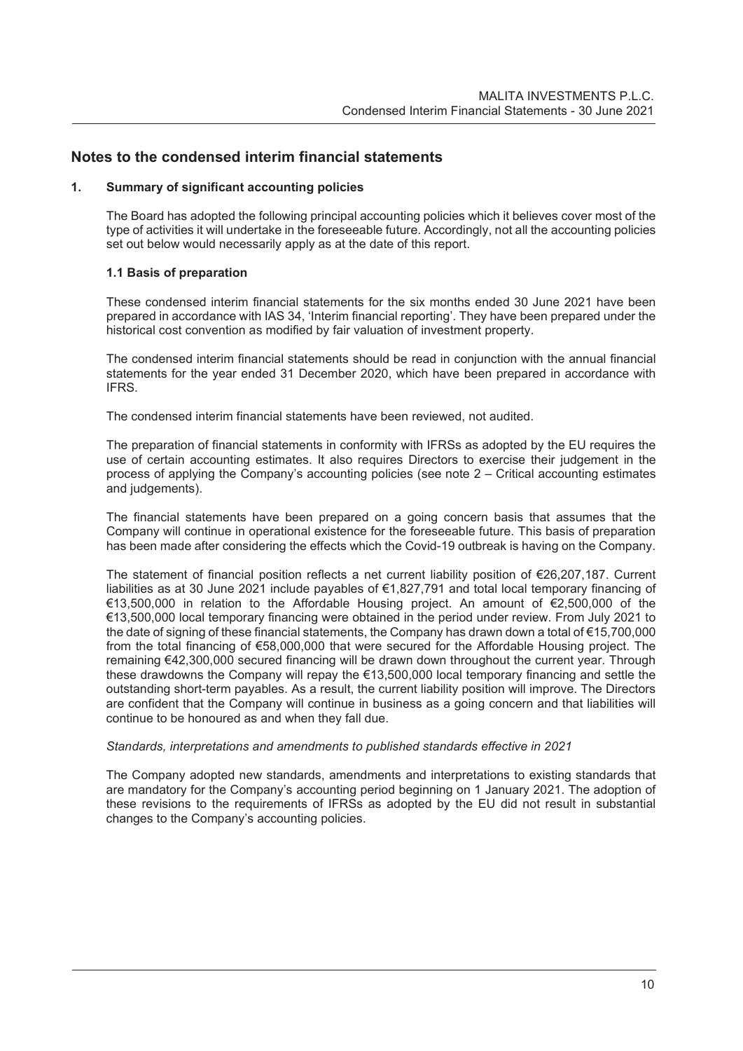# Notes to the condensed interim financial statements

## 1. Summary of significant accounting policies

The Board has adopted the following principal accounting policies which it believes cover most of the type of activities it will undertake in the foreseeable future. Accordingly, not all the accounting policies set out below would necessarily apply as at the date of this report.

### 1.1 Basis of preparation

These condensed interim financial statements for the six months ended 30 June 2021 have been prepared in accordance with IAS 34, 'Interim financial reporting'. They have been prepared under the historical cost convention as modified by fair valuation of investment property.

The condensed interim financial statements should be read in conjunction with the annual financial statements for the year ended 31 December 2020, which have been prepared in accordance with IFRS.

The condensed interim financial statements have been reviewed, not audited.

The preparation of financial statements in conformity with IFRSs as adopted by the EU requires the use of certain accounting estimates. It also requires Directors to exercise their judgement in the process of applying the Company's accounting policies (see note 2 – Critical accounting estimates and judgements).

The financial statements have been prepared on a going concern basis that assumes that the Company will continue in operational existence for the foreseeable future. This basis of preparation has been made after considering the effects which the Covid-19 outbreak is having on the Company.

The statement of financial position reflects a net current liability position of €26,207,187. Current liabilities as at 30 June 2021 include payables of €1,827,791 and total local temporary financing of €13,500,000 in relation to the Affordable Housing project. An amount of €2,500,000 of the €13,500,000 local temporary financing were obtained in the period under review. From July 2021 to the date of signing of these financial statements, the Company has drawn down a total of €15,700,000 from the total financing of €58,000,000 that were secured for the Affordable Housing project. The remaining €42,300,000 secured financing will be drawn down throughout the current year. Through these drawdowns the Company will repay the €13,500,000 local temporary financing and settle the outstanding short-term payables. As a result, the current liability position will improve. The Directors are confident that the Company will continue in business as a going concern and that liabilities will continue to be honoured as and when they fall due.

*Standards, interpretations and amendments to published standards effective in 2021*

The Company adopted new standards, amendments and interpretations to existing standards that are mandatory for the Company's accounting period beginning on 1 January 2021. The adoption of these revisions to the requirements of IFRSs as adopted by the EU did not result in substantial changes to the Company's accounting policies.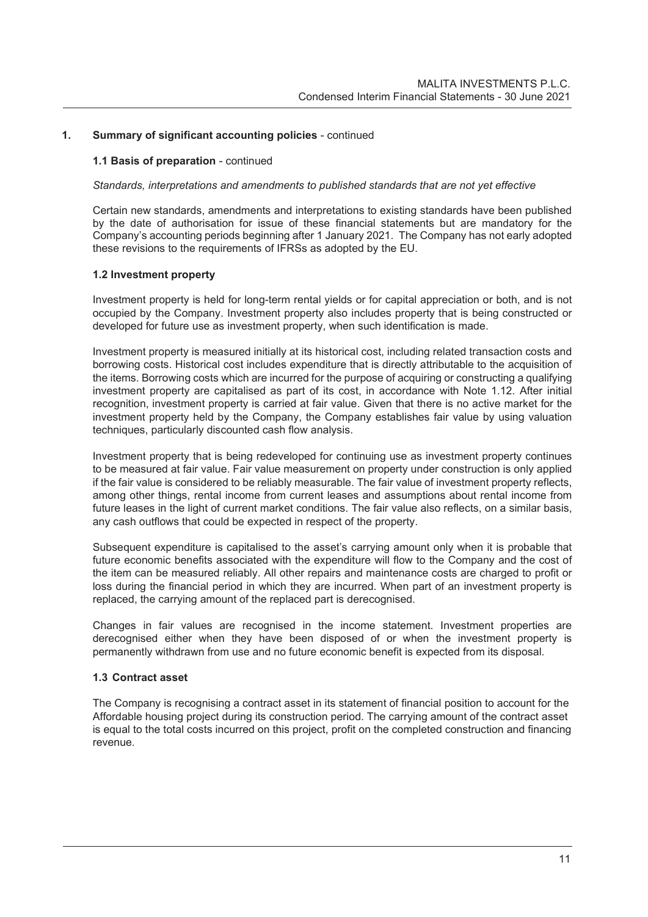## 1. Summary of significant accounting policies - continued

### 1.1 Basis of preparation - continued

*Standards, interpretations and amendments to published standards that are not yet effective*

Certain new standards, amendments and interpretations to existing standards have been published by the date of authorisation for issue of these financial statements but are mandatory for the Company's accounting periods beginning after 1 January 2021. The Company has not early adopted these revisions to the requirements of IFRSs as adopted by the EU.

### 1.2 Investment property

Investment property is held for long-term rental yields or for capital appreciation or both, and is not occupied by the Company. Investment property also includes property that is being constructed or developed for future use as investment property, when such identification is made.

Investment property is measured initially at its historical cost, including related transaction costs and borrowing costs. Historical cost includes expenditure that is directly attributable to the acquisition of the items. Borrowing costs which are incurred for the purpose of acquiring or constructing a qualifying investment property are capitalised as part of its cost, in accordance with Note 1.12. After initial recognition, investment property is carried at fair value. Given that there is no active market for the investment property held by the Company, the Company establishes fair value by using valuation techniques, particularly discounted cash flow analysis.

Investment property that is being redeveloped for continuing use as investment property continues to be measured at fair value. Fair value measurement on property under construction is only applied if the fair value is considered to be reliably measurable. The fair value of investment property reflects, among other things, rental income from current leases and assumptions about rental income from future leases in the light of current market conditions. The fair value also reflects, on a similar basis, any cash outflows that could be expected in respect of the property.

Subsequent expenditure is capitalised to the asset's carrying amount only when it is probable that future economic benefits associated with the expenditure will flow to the Company and the cost of the item can be measured reliably. All other repairs and maintenance costs are charged to profit or loss during the financial period in which they are incurred. When part of an investment property is replaced, the carrying amount of the replaced part is derecognised.

Changes in fair values are recognised in the income statement. Investment properties are derecognised either when they have been disposed of or when the investment property is permanently withdrawn from use and no future economic benefit is expected from its disposal.

### 1.3 Contract asset

The Company is recognising a contract asset in its statement of financial position to account for the Affordable housing project during its construction period. The carrying amount of the contract asset is equal to the total costs incurred on this project, profit on the completed construction and financing revenue.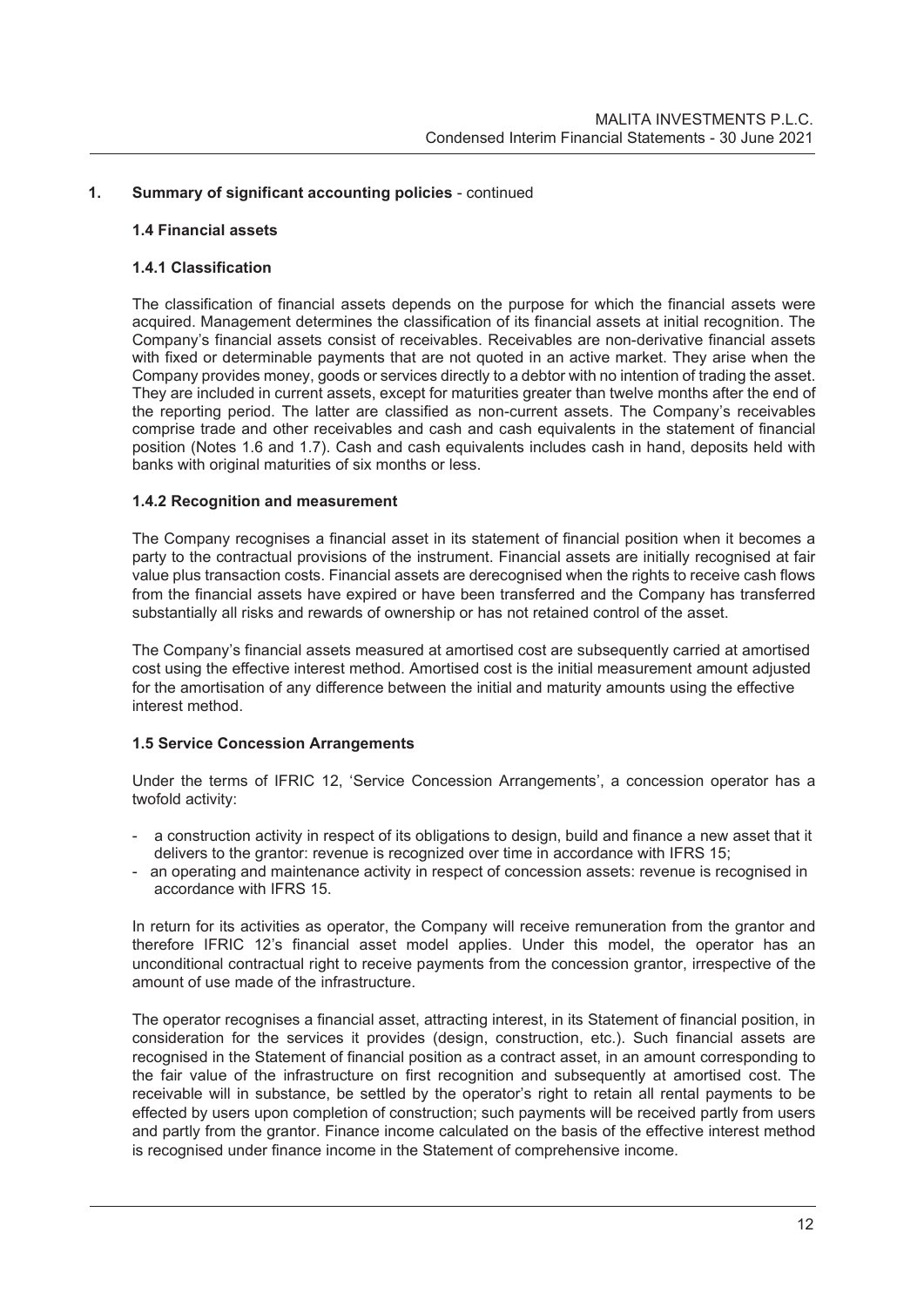## 1. Summary of significant accounting policies - continued

### 1.4 Financial assets

#### 1.4.1 Classification

The classification of financial assets depends on the purpose for which the financial assets were acquired. Management determines the classification of its financial assets at initial recognition. The Company's financial assets consist of receivables. Receivables are non-derivative financial assets with fixed or determinable payments that are not quoted in an active market. They arise when the Company provides money, goods or services directly to a debtor with no intention of trading the asset. They are included in current assets, except for maturities greater than twelve months after the end of the reporting period. The latter are classified as non-current assets. The Company's receivables comprise trade and other receivables and cash and cash equivalents in the statement of financial position (Notes 1.6 and 1.7). Cash and cash equivalents includes cash in hand, deposits held with banks with original maturities of six months or less.

#### 1.4.2 Recognition and measurement

The Company recognises a financial asset in its statement of financial position when it becomes a party to the contractual provisions of the instrument. Financial assets are initially recognised at fair value plus transaction costs. Financial assets are derecognised when the rights to receive cash flows from the financial assets have expired or have been transferred and the Company has transferred substantially all risks and rewards of ownership or has not retained control of the asset.

The Company's financial assets measured at amortised cost are subsequently carried at amortised cost using the effective interest method. Amortised cost is the initial measurement amount adjusted for the amortisation of any difference between the initial and maturity amounts using the effective interest method.

### 1.5 Service Concession Arrangements

Under the terms of IFRIC 12, 'Service Concession Arrangements', a concession operator has a twofold activity:

- a construction activity in respect of its obligations to design, build and finance a new asset that it delivers to the grantor: revenue is recognized over time in accordance with IFRS 15;
- an operating and maintenance activity in respect of concession assets: revenue is recognised in accordance with IFRS 15.

In return for its activities as operator, the Company will receive remuneration from the grantor and therefore IFRIC 12's financial asset model applies. Under this model, the operator has an unconditional contractual right to receive payments from the concession grantor, irrespective of the amount of use made of the infrastructure.

The operator recognises a financial asset, attracting interest, in its Statement of financial position, in consideration for the services it provides (design, construction, etc.). Such financial assets are recognised in the Statement of financial position as a contract asset, in an amount corresponding to the fair value of the infrastructure on first recognition and subsequently at amortised cost. The receivable will in substance, be settled by the operator's right to retain all rental payments to be effected by users upon completion of construction; such payments will be received partly from users and partly from the grantor. Finance income calculated on the basis of the effective interest method is recognised under finance income in the Statement of comprehensive income.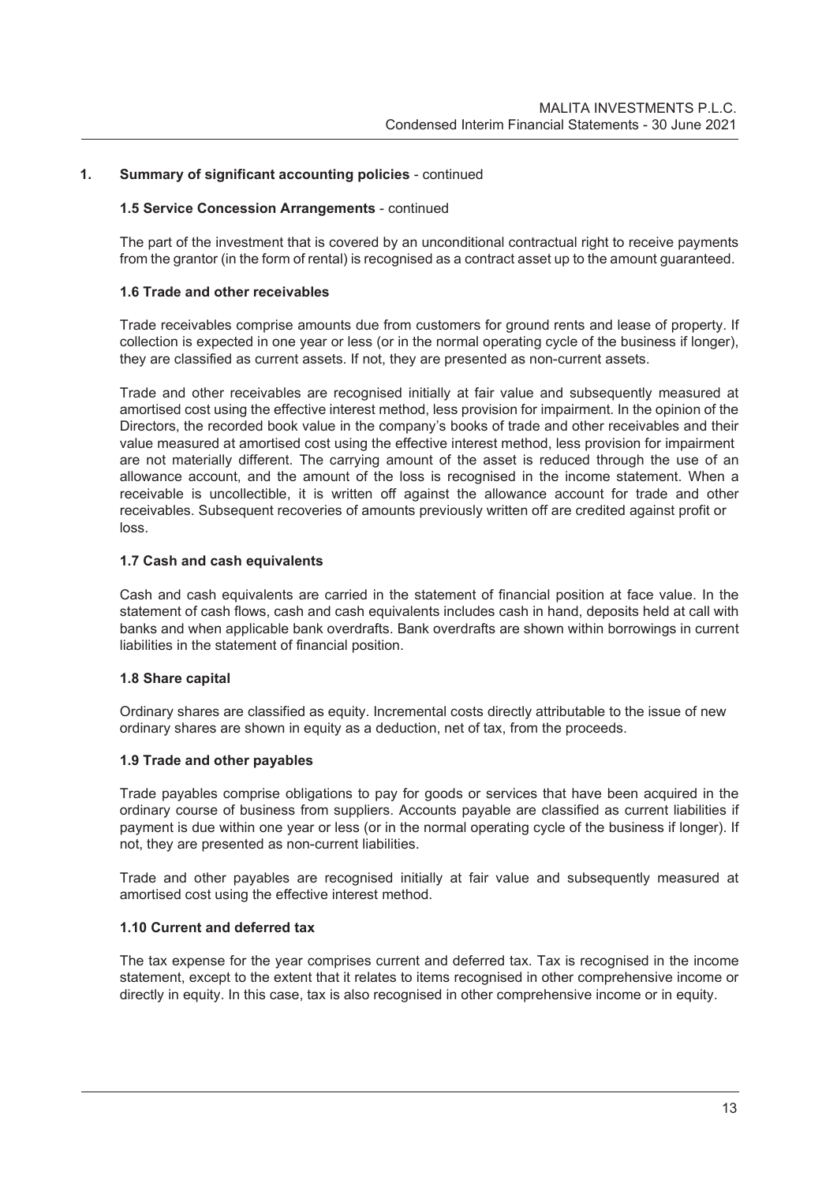## 1. Summary of significant accounting policies - continued

### 1.5 Service Concession Arrangements - continued

The part of the investment that is covered by an unconditional contractual right to receive payments from the grantor (in the form of rental) is recognised as a contract asset up to the amount guaranteed.

### 1.6 Trade and other receivables

Trade receivables comprise amounts due from customers for ground rents and lease of property. If collection is expected in one year or less (or in the normal operating cycle of the business if longer), they are classified as current assets. If not, they are presented as non-current assets.

Trade and other receivables are recognised initially at fair value and subsequently measured at amortised cost using the effective interest method, less provision for impairment. In the opinion of the Directors, the recorded book value in the company's books of trade and other receivables and their value measured at amortised cost using the effective interest method, less provision for impairment are not materially different. The carrying amount of the asset is reduced through the use of an allowance account, and the amount of the loss is recognised in the income statement. When a receivable is uncollectible, it is written off against the allowance account for trade and other receivables. Subsequent recoveries of amounts previously written off are credited against profit or loss.

### 1.7 Cash and cash equivalents

Cash and cash equivalents are carried in the statement of financial position at face value. In the statement of cash flows, cash and cash equivalents includes cash in hand, deposits held at call with banks and when applicable bank overdrafts. Bank overdrafts are shown within borrowings in current liabilities in the statement of financial position.

### 1.8 Share capital

Ordinary shares are classified as equity. Incremental costs directly attributable to the issue of new ordinary shares are shown in equity as a deduction, net of tax, from the proceeds.

### 1.9 Trade and other payables

Trade payables comprise obligations to pay for goods or services that have been acquired in the ordinary course of business from suppliers. Accounts payable are classified as current liabilities if payment is due within one year or less (or in the normal operating cycle of the business if longer). If not, they are presented as non-current liabilities.

Trade and other payables are recognised initially at fair value and subsequently measured at amortised cost using the effective interest method.

### 1.10 Current and deferred tax

The tax expense for the year comprises current and deferred tax. Tax is recognised in the income statement, except to the extent that it relates to items recognised in other comprehensive income or directly in equity. In this case, tax is also recognised in other comprehensive income or in equity.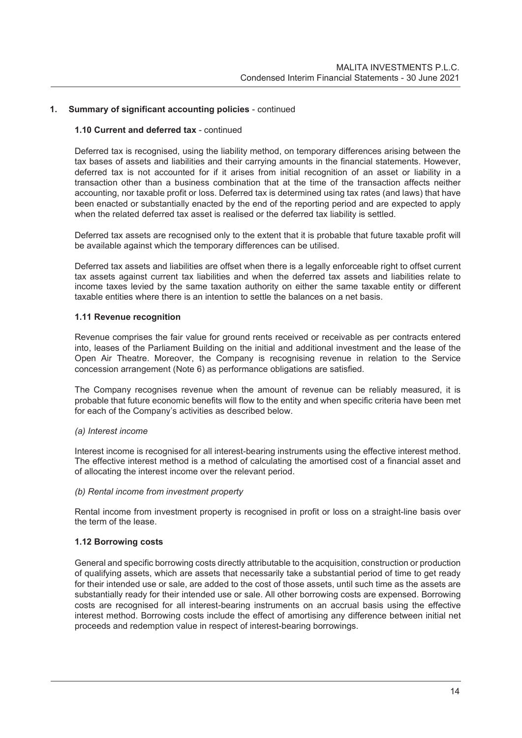## 1. Summary of significant accounting policies - continued

### 1.10 Current and deferred tax - continued

Deferred tax is recognised, using the liability method, on temporary differences arising between the tax bases of assets and liabilities and their carrying amounts in the financial statements. However, deferred tax is not accounted for if it arises from initial recognition of an asset or liability in a transaction other than a business combination that at the time of the transaction affects neither accounting, nor taxable profit or loss. Deferred tax is determined using tax rates (and laws) that have been enacted or substantially enacted by the end of the reporting period and are expected to apply when the related deferred tax asset is realised or the deferred tax liability is settled.

Deferred tax assets are recognised only to the extent that it is probable that future taxable profit will be available against which the temporary differences can be utilised.

Deferred tax assets and liabilities are offset when there is a legally enforceable right to offset current tax assets against current tax liabilities and when the deferred tax assets and liabilities relate to income taxes levied by the same taxation authority on either the same taxable entity or different taxable entities where there is an intention to settle the balances on a net basis.

### 1.11 Revenue recognition

Revenue comprises the fair value for ground rents received or receivable as per contracts entered into, leases of the Parliament Building on the initial and additional investment and the lease of the Open Air Theatre. Moreover, the Company is recognising revenue in relation to the Service concession arrangement (Note 6) as performance obligations are satisfied.

The Company recognises revenue when the amount of revenue can be reliably measured, it is probable that future economic benefits will flow to the entity and when specific criteria have been met for each of the Company's activities as described below.

*(a) Interest income*

Interest income is recognised for all interest-bearing instruments using the effective interest method. The effective interest method is a method of calculating the amortised cost of a financial asset and of allocating the interest income over the relevant period.

*(b) Rental income from investment property*

Rental income from investment property is recognised in profit or loss on a straight-line basis over the term of the lease.

### 1.12 Borrowing costs

General and specific borrowing costs directly attributable to the acquisition, construction or production of qualifying assets, which are assets that necessarily take a substantial period of time to get ready for their intended use or sale, are added to the cost of those assets, until such time as the assets are substantially ready for their intended use or sale. All other borrowing costs are expensed. Borrowing costs are recognised for all interest-bearing instruments on an accrual basis using the effective interest method. Borrowing costs include the effect of amortising any difference between initial net proceeds and redemption value in respect of interest-bearing borrowings.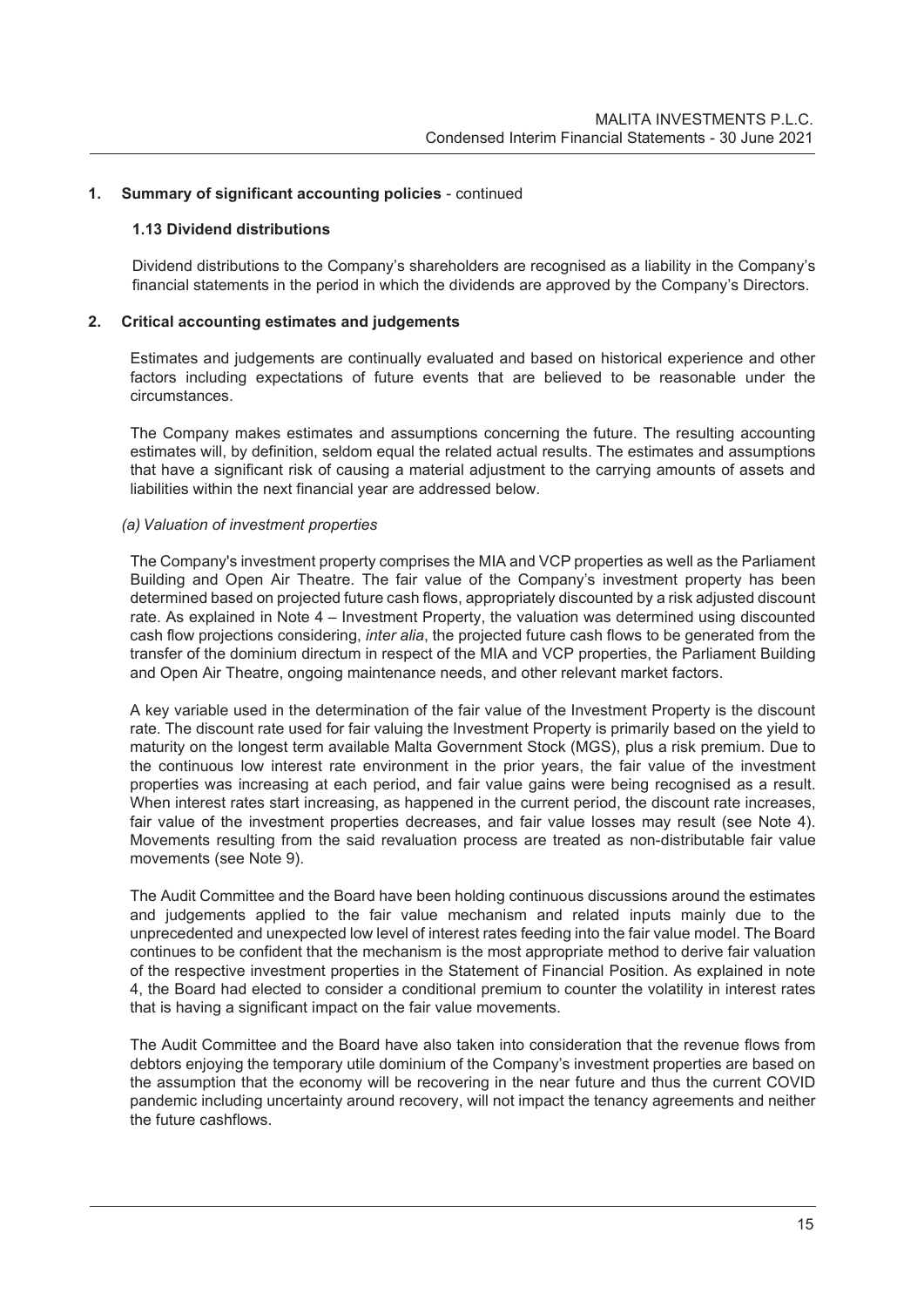## 1. Summary of significant accounting policies - continued

### 1.13 Dividend distributions

Dividend distributions to the Company's shareholders are recognised as a liability in the Company's financial statements in the period in which the dividends are approved by the Company's Directors.

## 2. Critical accounting estimates and judgements

Estimates and judgements are continually evaluated and based on historical experience and other factors including expectations of future events that are believed to be reasonable under the circumstances.

The Company makes estimates and assumptions concerning the future. The resulting accounting estimates will, by definition, seldom equal the related actual results. The estimates and assumptions that have a significant risk of causing a material adjustment to the carrying amounts of assets and liabilities within the next financial year are addressed below.

*(a) Valuation of investment properties*

The Company's investment property comprises the MIA and VCP properties as well as the Parliament Building and Open Air Theatre. The fair value of the Company's investment property has been determined based on projected future cash flows, appropriately discounted by a risk adjusted discount rate. As explained in Note 4 – Investment Property, the valuation was determined using discounted cash flow projections considering, *inter alia*, the projected future cash flows to be generated from the transfer of the dominium directum in respect of the MIA and VCP properties, the Parliament Building and Open Air Theatre, ongoing maintenance needs, and other relevant market factors.

A key variable used in the determination of the fair value of the Investment Property is the discount rate. The discount rate used for fair valuing the Investment Property is primarily based on the yield to maturity on the longest term available Malta Government Stock (MGS), plus a risk premium. Due to the continuous low interest rate environment in the prior years, the fair value of the investment properties was increasing at each period, and fair value gains were being recognised as a result. When interest rates start increasing, as happened in the current period, the discount rate increases, fair value of the investment properties decreases, and fair value losses may result (see Note 4). Movements resulting from the said revaluation process are treated as non-distributable fair value movements (see Note 9).

The Audit Committee and the Board have been holding continuous discussions around the estimates and judgements applied to the fair value mechanism and related inputs mainly due to the unprecedented and unexpected low level of interest rates feeding into the fair value model. The Board continues to be confident that the mechanism is the most appropriate method to derive fair valuation of the respective investment properties in the Statement of Financial Position. As explained in note 4, the Board had elected to consider a conditional premium to counter the volatility in interest rates that is having a significant impact on the fair value movements.

The Audit Committee and the Board have also taken into consideration that the revenue flows from debtors enjoying the temporary utile dominium of the Company's investment properties are based on the assumption that the economy will be recovering in the near future and thus the current COVID pandemic including uncertainty around recovery, will not impact the tenancy agreements and neither the future cashflows.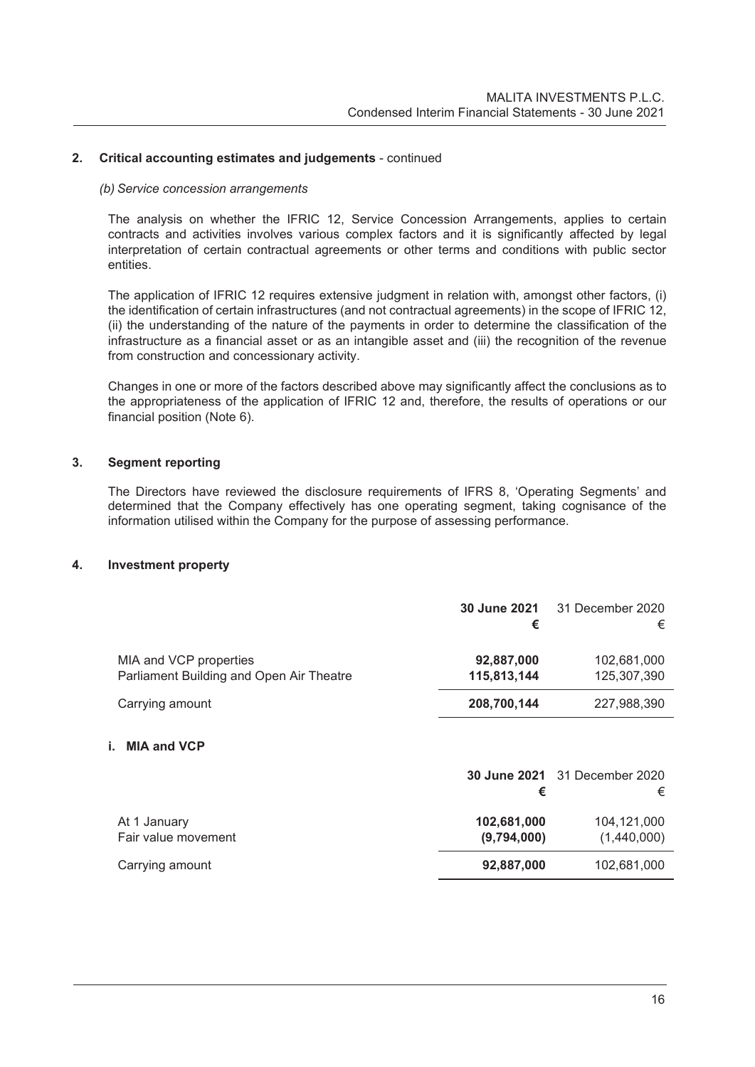## 2. Critical accounting estimates and judgements - continued

*(b) Service concession arrangements*

The analysis on whether the IFRIC 12, Service Concession Arrangements, applies to certain contracts and activities involves various complex factors and it is significantly affected by legal interpretation of certain contractual agreements or other terms and conditions with public sector entities.

The application of IFRIC 12 requires extensive judgment in relation with, amongst other factors, (i) the identification of certain infrastructures (and not contractual agreements) in the scope of IFRIC 12, (ii) the understanding of the nature of the payments in order to determine the classification of the infrastructure as a financial asset or as an intangible asset and (iii) the recognition of the revenue from construction and concessionary activity.

Changes in one or more of the factors described above may significantly affect the conclusions as to the appropriateness of the application of IFRIC 12 and, therefore, the results of operations or our financial position (Note 6).

## 3. Segment reporting

The Directors have reviewed the disclosure requirements of IFRS 8, 'Operating Segments' and determined that the Company effectively has one operating segment, taking cognisance of the information utilised within the Company for the purpose of assessing performance.

## 4. Investment property

| | **30 June 2021** **€** | 31 December 2020 € |
|---|---|---|
| MIA and VCP properties | **92,887,000** | 102,681,000 |
| Parliament Building and Open Air Theatre | **115,813,144** | 125,307,390 |
| Carrying amount | **208,700,144** | 227,988,390 |

### i. MIA and VCP

| | **30 June 2021** **€** | 31 December 2020 € |
|---|---|---|
| At 1 January | **102,681,000** | 104,121,000 |
| Fair value movement | **(9,794,000)** | (1,440,000) |
| Carrying amount | **92,887,000** | 102,681,000 |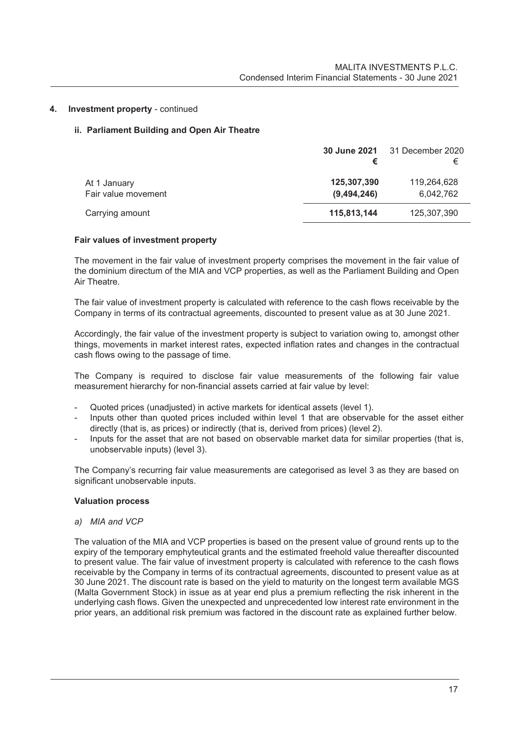## 4. Investment property - continued

### ii. Parliament Building and Open Air Theatre

| | **30 June 2021** | 31 December 2020 |
|---|---|---|
| | **€** | € |
| At 1 January | **125,307,390** | 119,264,628 |
| Fair value movement | **(9,494,246)** | 6,042,762 |
| Carrying amount | **115,813,144** | 125,307,390 |

#### Fair values of investment property

The movement in the fair value of investment property comprises the movement in the fair value of the dominium directum of the MIA and VCP properties, as well as the Parliament Building and Open Air Theatre.

The fair value of investment property is calculated with reference to the cash flows receivable by the Company in terms of its contractual agreements, discounted to present value as at 30 June 2021.

Accordingly, the fair value of the investment property is subject to variation owing to, amongst other things, movements in market interest rates, expected inflation rates and changes in the contractual cash flows owing to the passage of time.

The Company is required to disclose fair value measurements of the following fair value measurement hierarchy for non-financial assets carried at fair value by level:

- Quoted prices (unadjusted) in active markets for identical assets (level 1).
- Inputs other than quoted prices included within level 1 that are observable for the asset either directly (that is, as prices) or indirectly (that is, derived from prices) (level 2).
- Inputs for the asset that are not based on observable market data for similar properties (that is, unobservable inputs) (level 3).

The Company's recurring fair value measurements are categorised as level 3 as they are based on significant unobservable inputs.

#### Valuation process

*a) MIA and VCP*

The valuation of the MIA and VCP properties is based on the present value of ground rents up to the expiry of the temporary emphyteutical grants and the estimated freehold value thereafter discounted to present value. The fair value of investment property is calculated with reference to the cash flows receivable by the Company in terms of its contractual agreements, discounted to present value as at 30 June 2021. The discount rate is based on the yield to maturity on the longest term available MGS (Malta Government Stock) in issue as at year end plus a premium reflecting the risk inherent in the underlying cash flows. Given the unexpected and unprecedented low interest rate environment in the prior years, an additional risk premium was factored in the discount rate as explained further below.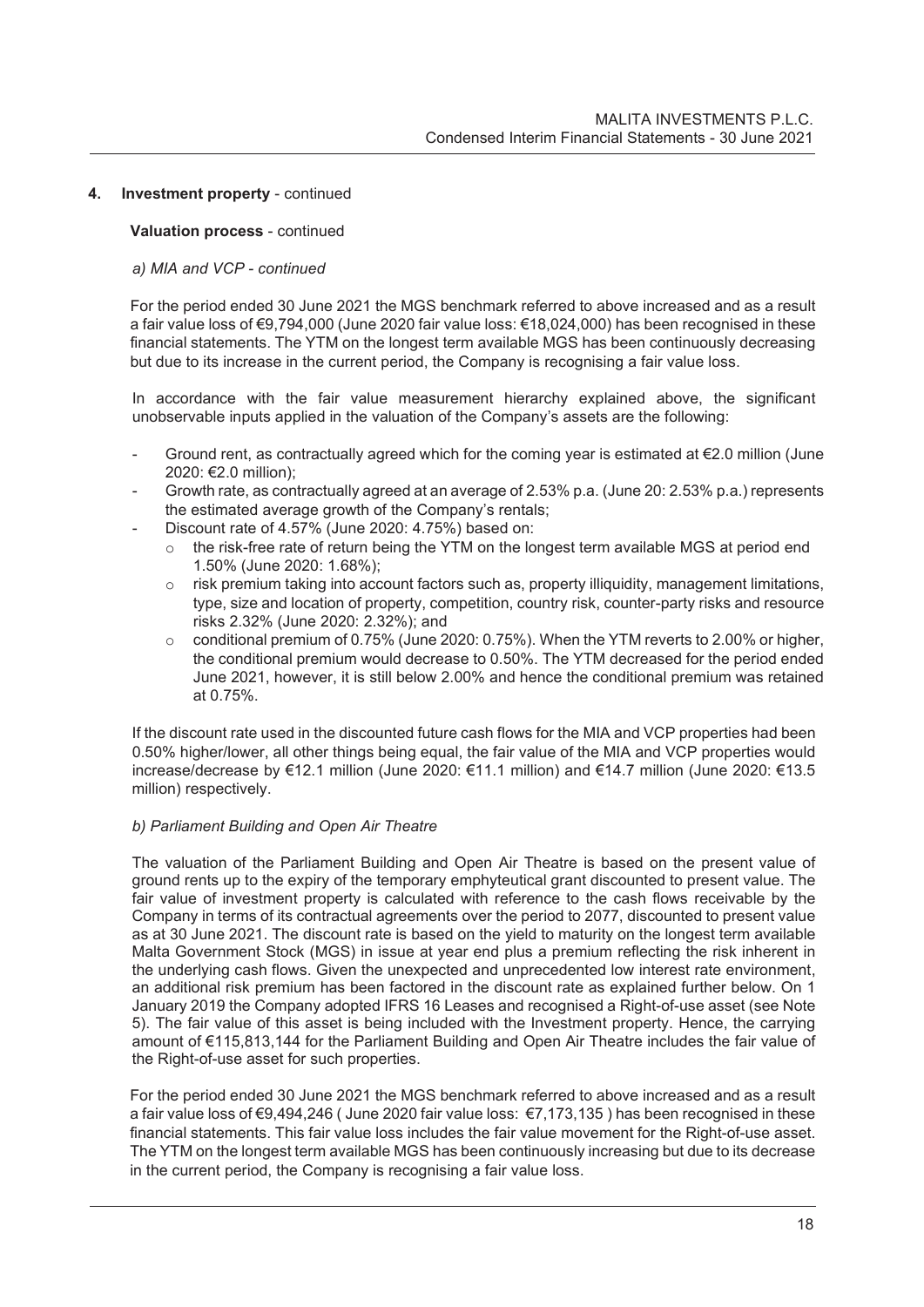## 4. Investment property - continued

**Valuation process** - continued

*a) MIA and VCP - continued*

For the period ended 30 June 2021 the MGS benchmark referred to above increased and as a result a fair value loss of €9,794,000 (June 2020 fair value loss: €18,024,000) has been recognised in these financial statements. The YTM on the longest term available MGS has been continuously decreasing but due to its increase in the current period, the Company is recognising a fair value loss.

In accordance with the fair value measurement hierarchy explained above, the significant unobservable inputs applied in the valuation of the Company's assets are the following:

- Ground rent, as contractually agreed which for the coming year is estimated at €2.0 million (June 2020: €2.0 million);
- Growth rate, as contractually agreed at an average of 2.53% p.a. (June 20: 2.53% p.a.) represents the estimated average growth of the Company's rentals;
- Discount rate of 4.57% (June 2020: 4.75%) based on:
  - the risk-free rate of return being the YTM on the longest term available MGS at period end 1.50% (June 2020: 1.68%);
  - risk premium taking into account factors such as, property illiquidity, management limitations, type, size and location of property, competition, country risk, counter-party risks and resource risks 2.32% (June 2020: 2.32%); and
  - conditional premium of 0.75% (June 2020: 0.75%). When the YTM reverts to 2.00% or higher, the conditional premium would decrease to 0.50%. The YTM decreased for the period ended June 2021, however, it is still below 2.00% and hence the conditional premium was retained at 0.75%.

If the discount rate used in the discounted future cash flows for the MIA and VCP properties had been 0.50% higher/lower, all other things being equal, the fair value of the MIA and VCP properties would increase/decrease by €12.1 million (June 2020: €11.1 million) and €14.7 million (June 2020: €13.5 million) respectively.

*b) Parliament Building and Open Air Theatre*

The valuation of the Parliament Building and Open Air Theatre is based on the present value of ground rents up to the expiry of the temporary emphyteutical grant discounted to present value. The fair value of investment property is calculated with reference to the cash flows receivable by the Company in terms of its contractual agreements over the period to 2077, discounted to present value as at 30 June 2021. The discount rate is based on the yield to maturity on the longest term available Malta Government Stock (MGS) in issue at year end plus a premium reflecting the risk inherent in the underlying cash flows. Given the unexpected and unprecedented low interest rate environment, an additional risk premium has been factored in the discount rate as explained further below. On 1 January 2019 the Company adopted IFRS 16 Leases and recognised a Right-of-use asset (see Note 5). The fair value of this asset is being included with the Investment property. Hence, the carrying amount of €115,813,144 for the Parliament Building and Open Air Theatre includes the fair value of the Right-of-use asset for such properties.

For the period ended 30 June 2021 the MGS benchmark referred to above increased and as a result a fair value loss of €9,494,246 ( June 2020 fair value loss: €7,173,135 ) has been recognised in these financial statements. This fair value loss includes the fair value movement for the Right-of-use asset. The YTM on the longest term available MGS has been continuously increasing but due to its decrease in the current period, the Company is recognising a fair value loss.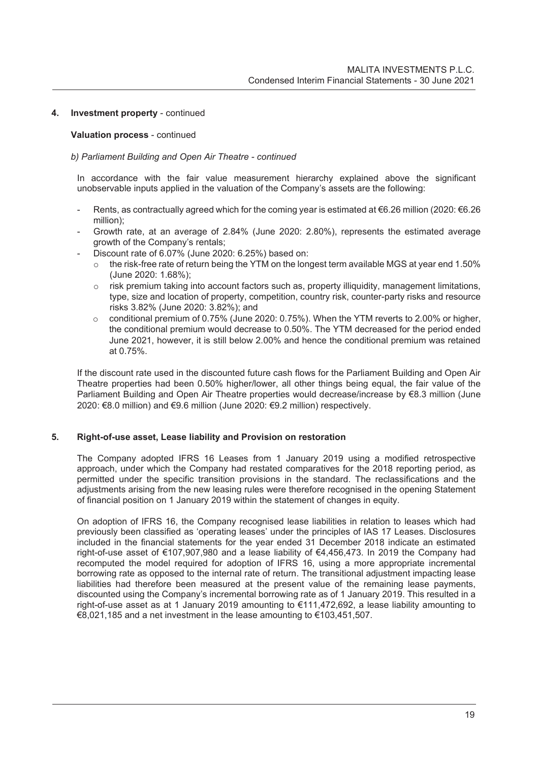## 4. Investment property - continued

### Valuation process - continued

*b) Parliament Building and Open Air Theatre - continued*

In accordance with the fair value measurement hierarchy explained above the significant unobservable inputs applied in the valuation of the Company's assets are the following:

- Rents, as contractually agreed which for the coming year is estimated at €6.26 million (2020: €6.26 million);
- Growth rate, at an average of 2.84% (June 2020: 2.80%), represents the estimated average growth of the Company's rentals;
- Discount rate of 6.07% (June 2020: 6.25%) based on:
  - the risk-free rate of return being the YTM on the longest term available MGS at year end 1.50% (June 2020: 1.68%);
  - risk premium taking into account factors such as, property illiquidity, management limitations, type, size and location of property, competition, country risk, counter-party risks and resource risks 3.82% (June 2020: 3.82%); and
  - conditional premium of 0.75% (June 2020: 0.75%). When the YTM reverts to 2.00% or higher, the conditional premium would decrease to 0.50%. The YTM decreased for the period ended June 2021, however, it is still below 2.00% and hence the conditional premium was retained at 0.75%.

If the discount rate used in the discounted future cash flows for the Parliament Building and Open Air Theatre properties had been 0.50% higher/lower, all other things being equal, the fair value of the Parliament Building and Open Air Theatre properties would decrease/increase by €8.3 million (June 2020: €8.0 million) and €9.6 million (June 2020: €9.2 million) respectively.

## 5. Right-of-use asset, Lease liability and Provision on restoration

The Company adopted IFRS 16 Leases from 1 January 2019 using a modified retrospective approach, under which the Company had restated comparatives for the 2018 reporting period, as permitted under the specific transition provisions in the standard. The reclassifications and the adjustments arising from the new leasing rules were therefore recognised in the opening Statement of financial position on 1 January 2019 within the statement of changes in equity.

On adoption of IFRS 16, the Company recognised lease liabilities in relation to leases which had previously been classified as 'operating leases' under the principles of IAS 17 Leases. Disclosures included in the financial statements for the year ended 31 December 2018 indicate an estimated right-of-use asset of €107,907,980 and a lease liability of €4,456,473. In 2019 the Company had recomputed the model required for adoption of IFRS 16, using a more appropriate incremental borrowing rate as opposed to the internal rate of return. The transitional adjustment impacting lease liabilities had therefore been measured at the present value of the remaining lease payments, discounted using the Company's incremental borrowing rate as of 1 January 2019. This resulted in a right-of-use asset as at 1 January 2019 amounting to €111,472,692, a lease liability amounting to €8,021,185 and a net investment in the lease amounting to €103,451,507.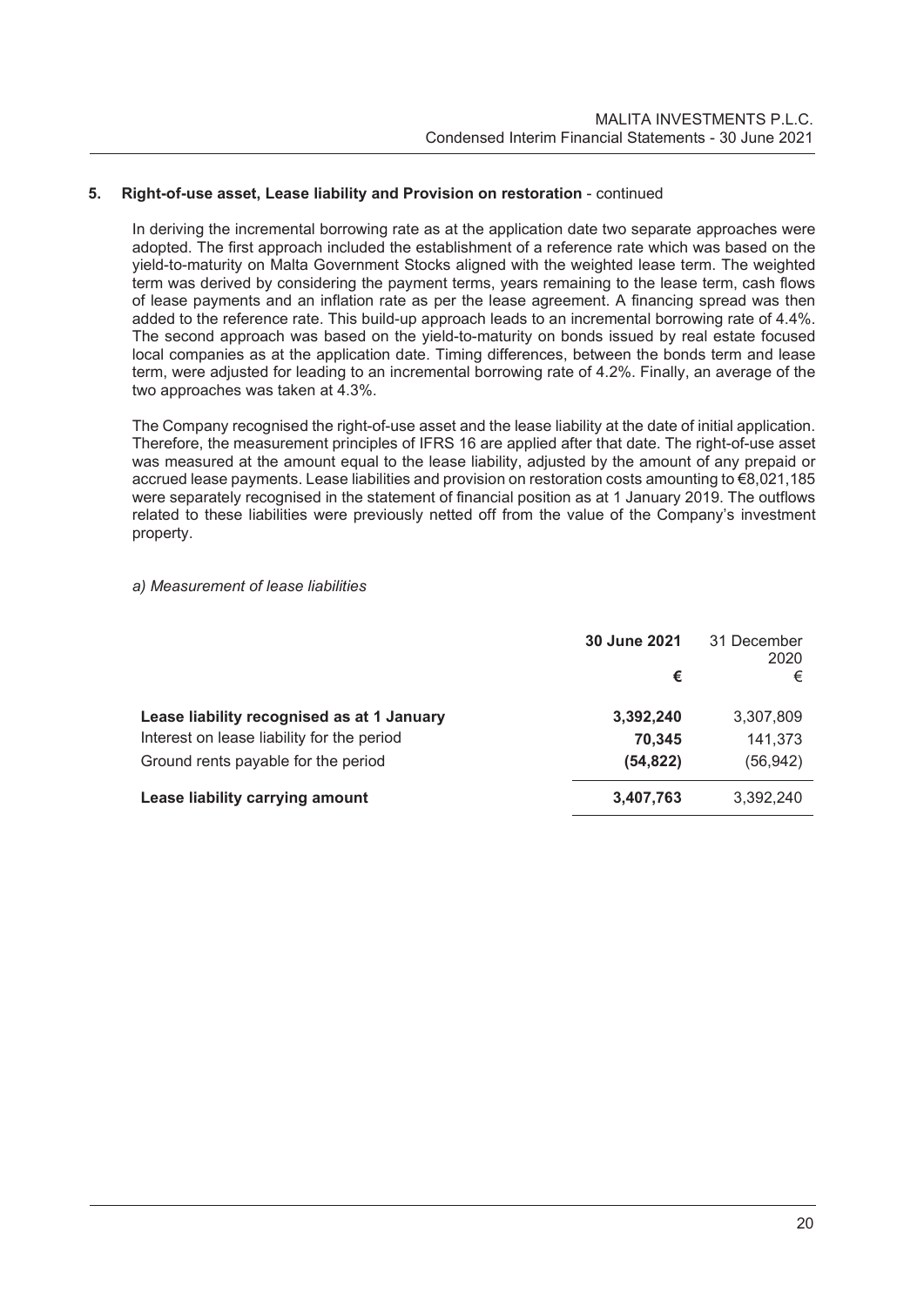## 5. Right-of-use asset, Lease liability and Provision on restoration - continued

In deriving the incremental borrowing rate as at the application date two separate approaches were adopted. The first approach included the establishment of a reference rate which was based on the yield-to-maturity on Malta Government Stocks aligned with the weighted lease term. The weighted term was derived by considering the payment terms, years remaining to the lease term, cash flows of lease payments and an inflation rate as per the lease agreement. A financing spread was then added to the reference rate. This build-up approach leads to an incremental borrowing rate of 4.4%. The second approach was based on the yield-to-maturity on bonds issued by real estate focused local companies as at the application date. Timing differences, between the bonds term and lease term, were adjusted for leading to an incremental borrowing rate of 4.2%. Finally, an average of the two approaches was taken at 4.3%.

The Company recognised the right-of-use asset and the lease liability at the date of initial application. Therefore, the measurement principles of IFRS 16 are applied after that date. The right-of-use asset was measured at the amount equal to the lease liability, adjusted by the amount of any prepaid or accrued lease payments. Lease liabilities and provision on restoration costs amounting to €8,021,185 were separately recognised in the statement of financial position as at 1 January 2019. The outflows related to these liabilities were previously netted off from the value of the Company's investment property.

*a) Measurement of lease liabilities*

| | **30 June 2021** | 31 December 2020 |
|---|---|---|
| | **€** | € |
| **Lease liability recognised as at 1 January** | **3,392,240** | 3,307,809 |
| Interest on lease liability for the period | **70,345** | 141,373 |
| Ground rents payable for the period | **(54,822)** | (56,942) |
| **Lease liability carrying amount** | **3,407,763** | 3,392,240 |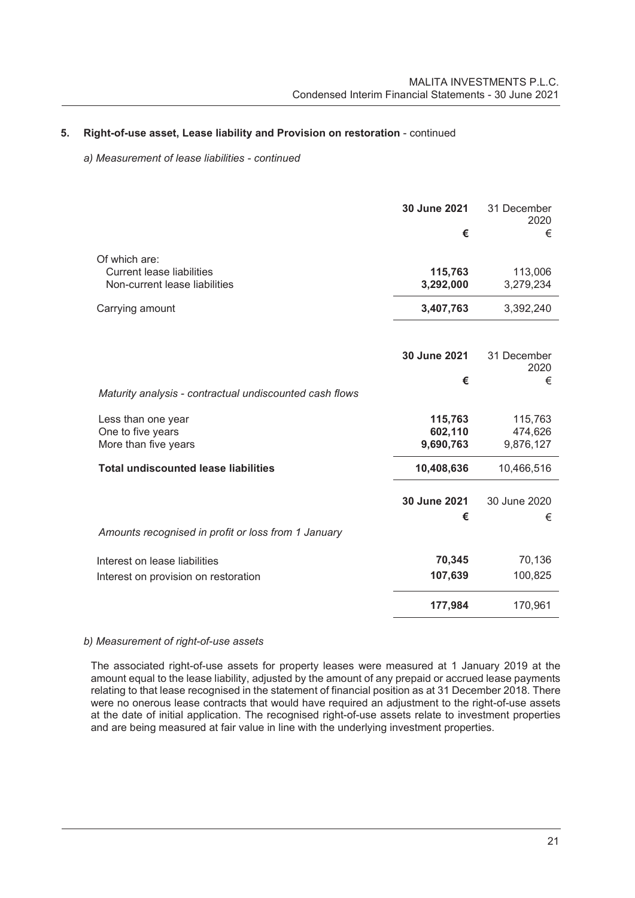## 5. Right-of-use asset, Lease liability and Provision on restoration - continued

*a) Measurement of lease liabilities - continued*

| | **30 June 2021** | 31 December 2020 |
|---|---|---|
| | **€** | € |
| Of which are: | | |
| Current lease liabilities | **115,763** | 113,006 |
| Non-current lease liabilities | **3,292,000** | 3,279,234 |
| Carrying amount | **3,407,763** | 3,392,240 |

| | **30 June 2021** | 31 December 2020 |
|---|---|---|
| | **€** | € |
| *Maturity analysis - contractual undiscounted cash flows* | | |
| Less than one year | **115,763** | 115,763 |
| One to five years | **602,110** | 474,626 |
| More than five years | **9,690,763** | 9,876,127 |
| **Total undiscounted lease liabilities** | **10,408,636** | 10,466,516 |

| | **30 June 2021** | 30 June 2020 |
|---|---|---|
| | **€** | € |
| *Amounts recognised in profit or loss from 1 January* | | |
| Interest on lease liabilities | **70,345** | 70,136 |
| Interest on provision on restoration | **107,639** | 100,825 |
| | **177,984** | 170,961 |

*b) Measurement of right-of-use assets*

The associated right-of-use assets for property leases were measured at 1 January 2019 at the amount equal to the lease liability, adjusted by the amount of any prepaid or accrued lease payments relating to that lease recognised in the statement of financial position as at 31 December 2018. There were no onerous lease contracts that would have required an adjustment to the right-of-use assets at the date of initial application. The recognised right-of-use assets relate to investment properties and are being measured at fair value in line with the underlying investment properties.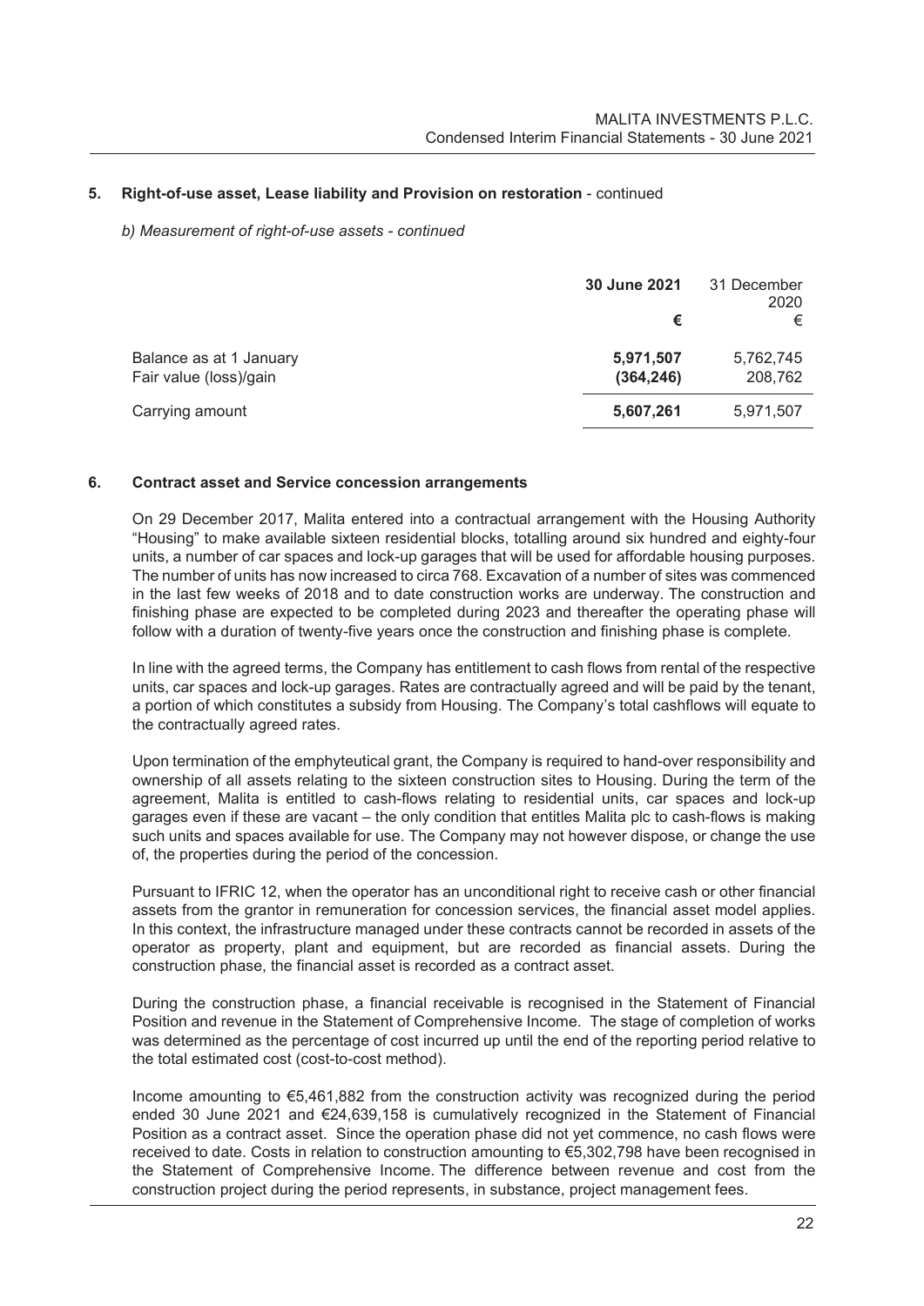### 5. Right-of-use asset, Lease liability and Provision on restoration - continued

*b) Measurement of right-of-use assets - continued*

| | **30 June 2021** | 31 December 2020 |
|---|---|---|
| | **€** | € |
| Balance as at 1 January | **5,971,507** | 5,762,745 |
| Fair value (loss)/gain | **(364,246)** | 208,762 |
| Carrying amount | **5,607,261** | 5,971,507 |

### 6. Contract asset and Service concession arrangements

On 29 December 2017, Malita entered into a contractual arrangement with the Housing Authority "Housing" to make available sixteen residential blocks, totalling around six hundred and eighty-four units, a number of car spaces and lock-up garages that will be used for affordable housing purposes. The number of units has now increased to circa 768. Excavation of a number of sites was commenced in the last few weeks of 2018 and to date construction works are underway. The construction and finishing phase are expected to be completed during 2023 and thereafter the operating phase will follow with a duration of twenty-five years once the construction and finishing phase is complete.

In line with the agreed terms, the Company has entitlement to cash flows from rental of the respective units, car spaces and lock-up garages. Rates are contractually agreed and will be paid by the tenant, a portion of which constitutes a subsidy from Housing. The Company's total cashflows will equate to the contractually agreed rates.

Upon termination of the emphyteutical grant, the Company is required to hand-over responsibility and ownership of all assets relating to the sixteen construction sites to Housing. During the term of the agreement, Malita is entitled to cash-flows relating to residential units, car spaces and lock-up garages even if these are vacant – the only condition that entitles Malita plc to cash-flows is making such units and spaces available for use. The Company may not however dispose, or change the use of, the properties during the period of the concession.

Pursuant to IFRIC 12, when the operator has an unconditional right to receive cash or other financial assets from the grantor in remuneration for concession services, the financial asset model applies. In this context, the infrastructure managed under these contracts cannot be recorded in assets of the operator as property, plant and equipment, but are recorded as financial assets. During the construction phase, the financial asset is recorded as a contract asset.

During the construction phase, a financial receivable is recognised in the Statement of Financial Position and revenue in the Statement of Comprehensive Income. The stage of completion of works was determined as the percentage of cost incurred up until the end of the reporting period relative to the total estimated cost (cost-to-cost method).

Income amounting to €5,461,882 from the construction activity was recognized during the period ended 30 June 2021 and €24,639,158 is cumulatively recognized in the Statement of Financial Position as a contract asset. Since the operation phase did not yet commence, no cash flows were received to date. Costs in relation to construction amounting to €5,302,798 have been recognised in the Statement of Comprehensive Income. The difference between revenue and cost from the construction project during the period represents, in substance, project management fees.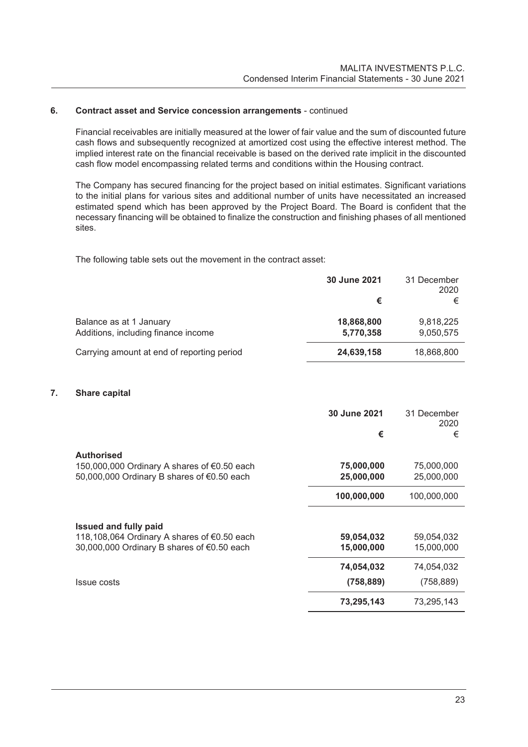## 6. Contract asset and Service concession arrangements - continued

Financial receivables are initially measured at the lower of fair value and the sum of discounted future cash flows and subsequently recognized at amortized cost using the effective interest method. The implied interest rate on the financial receivable is based on the derived rate implicit in the discounted cash flow model encompassing related terms and conditions within the Housing contract.

The Company has secured financing for the project based on initial estimates. Significant variations to the initial plans for various sites and additional number of units have necessitated an increased estimated spend which has been approved by the Project Board. The Board is confident that the necessary financing will be obtained to finalize the construction and finishing phases of all mentioned sites.

The following table sets out the movement in the contract asset:

| | **30 June 2021** | 31 December 2020 |
|---|---|---|
| | **€** | € |
| Balance as at 1 January | **18,868,800** | 9,818,225 |
| Additions, including finance income | **5,770,358** | 9,050,575 |
| Carrying amount at end of reporting period | **24,639,158** | 18,868,800 |

## 7. Share capital

| | **30 June 2021** | 31 December 2020 |
|---|---|---|
| | **€** | € |
| **Authorised** | | |
| 150,000,000 Ordinary A shares of €0.50 each | **75,000,000** | 75,000,000 |
| 50,000,000 Ordinary B shares of €0.50 each | **25,000,000** | 25,000,000 |
| | **100,000,000** | 100,000,000 |
| **Issued and fully paid** | | |
| 118,108,064 Ordinary A shares of €0.50 each | **59,054,032** | 59,054,032 |
| 30,000,000 Ordinary B shares of €0.50 each | **15,000,000** | 15,000,000 |
| | **74,054,032** | 74,054,032 |
| Issue costs | **(758,889)** | (758,889) |
| | **73,295,143** | 73,295,143 |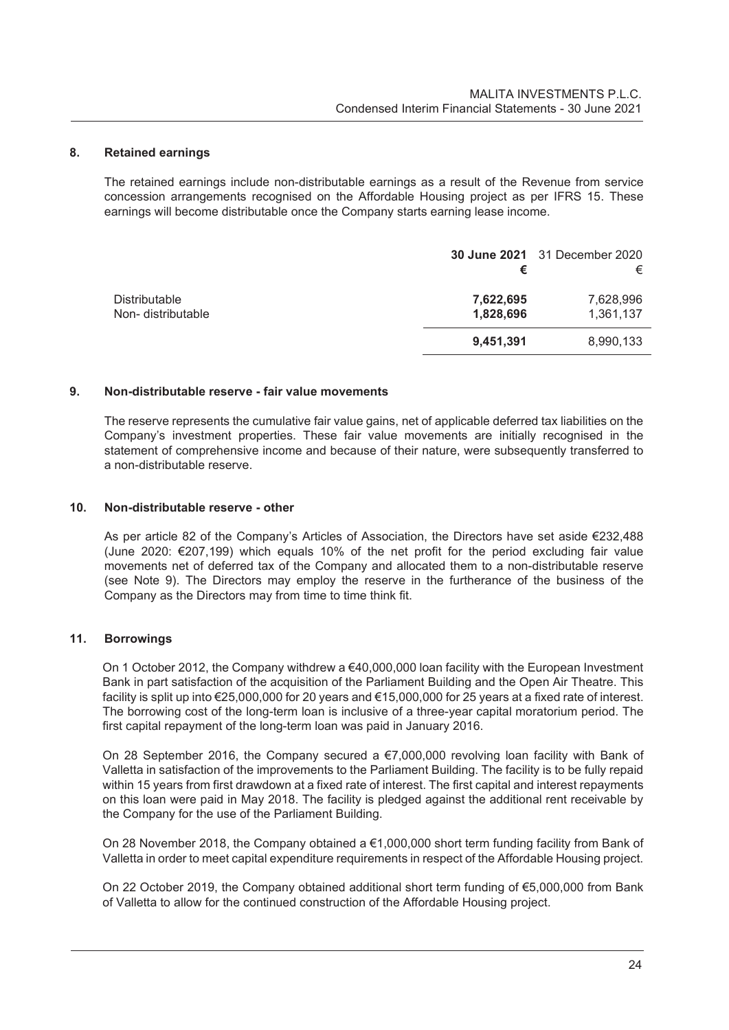## 8. Retained earnings

The retained earnings include non-distributable earnings as a result of the Revenue from service concession arrangements recognised on the Affordable Housing project as per IFRS 15. These earnings will become distributable once the Company starts earning lease income.

| | **30 June 2021** | 31 December 2020 |
|---|---|---|
| | **€** | € |
| Distributable | **7,622,695** | 7,628,996 |
| Non- distributable | **1,828,696** | 1,361,137 |
| | **9,451,391** | 8,990,133 |

## 9. Non-distributable reserve - fair value movements

The reserve represents the cumulative fair value gains, net of applicable deferred tax liabilities on the Company's investment properties. These fair value movements are initially recognised in the statement of comprehensive income and because of their nature, were subsequently transferred to a non-distributable reserve.

## 10. Non-distributable reserve - other

As per article 82 of the Company's Articles of Association, the Directors have set aside €232,488 (June 2020: €207,199) which equals 10% of the net profit for the period excluding fair value movements net of deferred tax of the Company and allocated them to a non-distributable reserve (see Note 9). The Directors may employ the reserve in the furtherance of the business of the Company as the Directors may from time to time think fit.

## 11. Borrowings

On 1 October 2012, the Company withdrew a €40,000,000 loan facility with the European Investment Bank in part satisfaction of the acquisition of the Parliament Building and the Open Air Theatre. This facility is split up into €25,000,000 for 20 years and €15,000,000 for 25 years at a fixed rate of interest. The borrowing cost of the long-term loan is inclusive of a three-year capital moratorium period. The first capital repayment of the long-term loan was paid in January 2016.

On 28 September 2016, the Company secured a €7,000,000 revolving loan facility with Bank of Valletta in satisfaction of the improvements to the Parliament Building. The facility is to be fully repaid within 15 years from first drawdown at a fixed rate of interest. The first capital and interest repayments on this loan were paid in May 2018. The facility is pledged against the additional rent receivable by the Company for the use of the Parliament Building.

On 28 November 2018, the Company obtained a €1,000,000 short term funding facility from Bank of Valletta in order to meet capital expenditure requirements in respect of the Affordable Housing project.

On 22 October 2019, the Company obtained additional short term funding of €5,000,000 from Bank of Valletta to allow for the continued construction of the Affordable Housing project.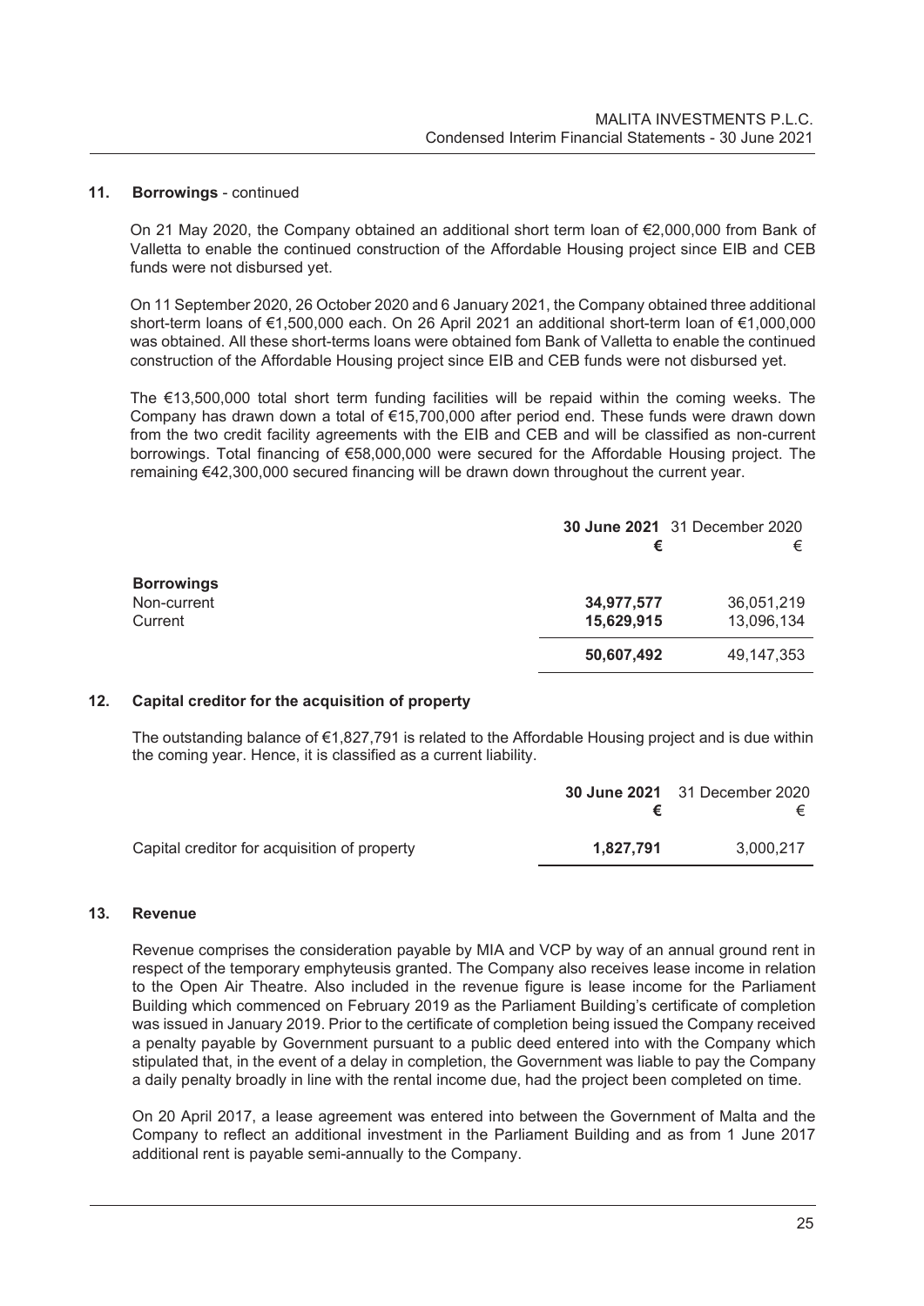## 11. Borrowings - continued

On 21 May 2020, the Company obtained an additional short term loan of €2,000,000 from Bank of Valletta to enable the continued construction of the Affordable Housing project since EIB and CEB funds were not disbursed yet.

On 11 September 2020, 26 October 2020 and 6 January 2021, the Company obtained three additional short-term loans of €1,500,000 each. On 26 April 2021 an additional short-term loan of €1,000,000 was obtained. All these short-terms loans were obtained fom Bank of Valletta to enable the continued construction of the Affordable Housing project since EIB and CEB funds were not disbursed yet.

The €13,500,000 total short term funding facilities will be repaid within the coming weeks. The Company has drawn down a total of €15,700,000 after period end. These funds were drawn down from the two credit facility agreements with the EIB and CEB and will be classified as non-current borrowings. Total financing of €58,000,000 were secured for the Affordable Housing project. The remaining €42,300,000 secured financing will be drawn down throughout the current year.

| | **30 June 2021** | 31 December 2020 |
|---|---|---|
| | **€** | € |
| **Borrowings** | | |
| Non-current | **34,977,577** | 36,051,219 |
| Current | **15,629,915** | 13,096,134 |
| | **50,607,492** | 49,147,353 |

## 12. Capital creditor for the acquisition of property

The outstanding balance of €1,827,791 is related to the Affordable Housing project and is due within the coming year. Hence, it is classified as a current liability.

| | **30 June 2021** | 31 December 2020 |
|---|---|---|
| | **€** | € |
| Capital creditor for acquisition of property | **1,827,791** | 3,000,217 |

## 13. Revenue

Revenue comprises the consideration payable by MIA and VCP by way of an annual ground rent in respect of the temporary emphyteusis granted. The Company also receives lease income in relation to the Open Air Theatre. Also included in the revenue figure is lease income for the Parliament Building which commenced on February 2019 as the Parliament Building's certificate of completion was issued in January 2019. Prior to the certificate of completion being issued the Company received a penalty payable by Government pursuant to a public deed entered into with the Company which stipulated that, in the event of a delay in completion, the Government was liable to pay the Company a daily penalty broadly in line with the rental income due, had the project been completed on time.

On 20 April 2017, a lease agreement was entered into between the Government of Malta and the Company to reflect an additional investment in the Parliament Building and as from 1 June 2017 additional rent is payable semi-annually to the Company.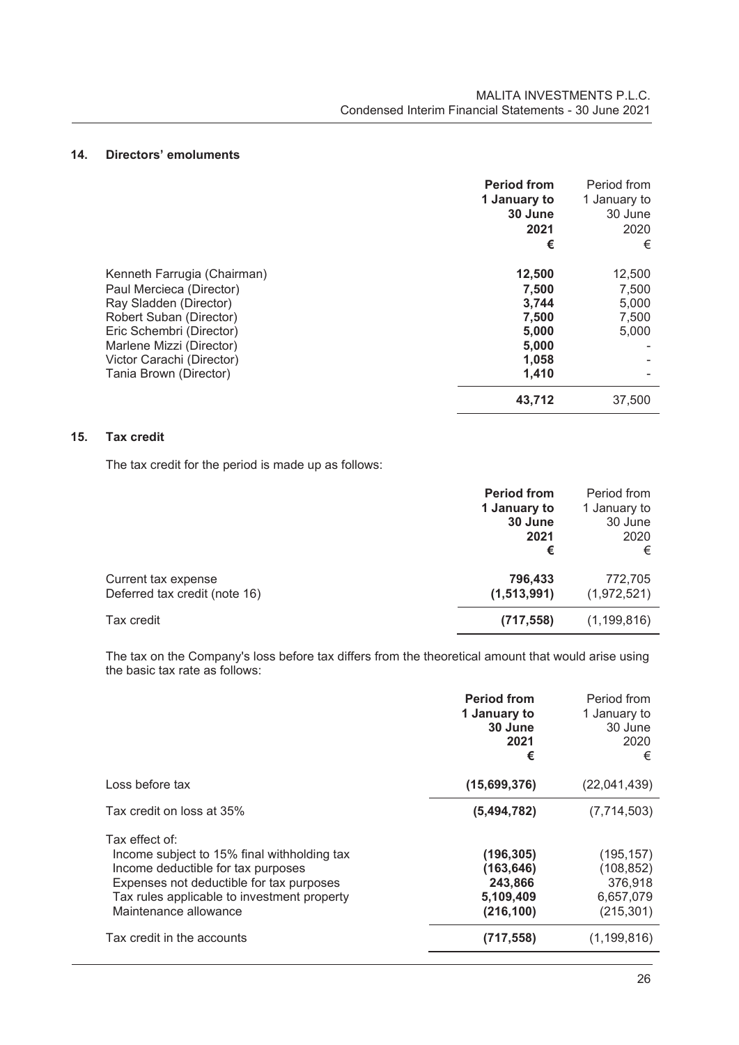## 14. Directors' emoluments

| | **Period from 1 January to 30 June 2021 €** | Period from 1 January to 30 June 2020 € |
|---|---|---|
| Kenneth Farrugia (Chairman) | **12,500** | 12,500 |
| Paul Mercieca (Director) | **7,500** | 7,500 |
| Ray Sladden (Director) | **3,744** | 5,000 |
| Robert Suban (Director) | **7,500** | 7,500 |
| Eric Schembri (Director) | **5,000** | 5,000 |
| Marlene Mizzi (Director) | **5,000** | - |
| Victor Carachi (Director) | **1,058** | - |
| Tania Brown (Director) | **1,410** | - |
| | **43,712** | 37,500 |

## 15. Tax credit

The tax credit for the period is made up as follows:

| | **Period from 1 January to 30 June 2021 €** | Period from 1 January to 30 June 2020 € |
|---|---|---|
| Current tax expense | **796,433** | 772,705 |
| Deferred tax credit (note 16) | **(1,513,991)** | (1,972,521) |
| Tax credit | **(717,558)** | (1,199,816) |

The tax on the Company's loss before tax differs from the theoretical amount that would arise using the basic tax rate as follows:

| | **Period from 1 January to 30 June 2021 €** | Period from 1 January to 30 June 2020 € |
|---|---|---|
| Loss before tax | **(15,699,376)** | (22,041,439) |
| Tax credit on loss at 35% | **(5,494,782)** | (7,714,503) |
| Tax effect of: | | |
| Income subject to 15% final withholding tax | **(196,305)** | (195,157) |
| Income deductible for tax purposes | **(163,646)** | (108,852) |
| Expenses not deductible for tax purposes | **243,866** | 376,918 |
| Tax rules applicable to investment property | **5,109,409** | 6,657,079 |
| Maintenance allowance | **(216,100)** | (215,301) |
| Tax credit in the accounts | **(717,558)** | (1,199,816) |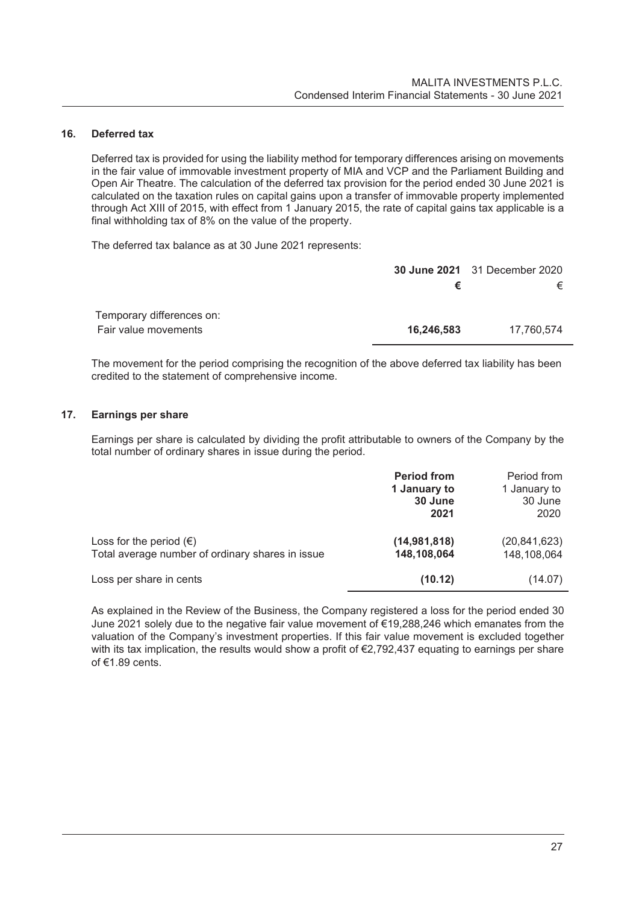## 16. Deferred tax

Deferred tax is provided for using the liability method for temporary differences arising on movements in the fair value of immovable investment property of MIA and VCP and the Parliament Building and Open Air Theatre. The calculation of the deferred tax provision for the period ended 30 June 2021 is calculated on the taxation rules on capital gains upon a transfer of immovable property implemented through Act XIII of 2015, with effect from 1 January 2015, the rate of capital gains tax applicable is a final withholding tax of 8% on the value of the property.

The deferred tax balance as at 30 June 2021 represents:

| | **30 June 2021** | 31 December 2020 |
|---|---|---|
| | **€** | € |
| Temporary differences on: | | |
| Fair value movements | **16,246,583** | 17,760,574 |

The movement for the period comprising the recognition of the above deferred tax liability has been credited to the statement of comprehensive income.

## 17. Earnings per share

Earnings per share is calculated by dividing the profit attributable to owners of the Company by the total number of ordinary shares in issue during the period.

| | **Period from 1 January to 30 June 2021** | Period from 1 January to 30 June 2020 |
|---|---|---|
| Loss for the period (€) | **(14,981,818)** | (20,841,623) |
| Total average number of ordinary shares in issue | **148,108,064** | 148,108,064 |
| Loss per share in cents | **(10.12)** | (14.07) |

As explained in the Review of the Business, the Company registered a loss for the period ended 30 June 2021 solely due to the negative fair value movement of €19,288,246 which emanates from the valuation of the Company's investment properties. If this fair value movement is excluded together with its tax implication, the results would show a profit of €2,792,437 equating to earnings per share of €1.89 cents.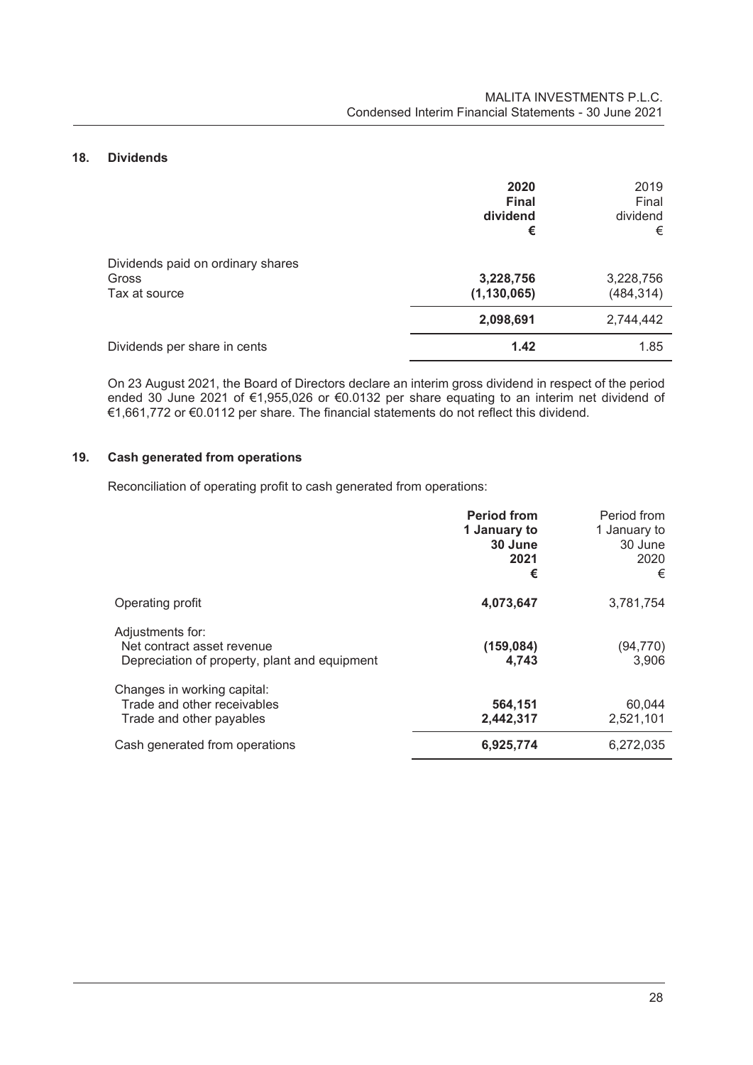## 18. Dividends

| | 2020 Final dividend € | 2019 Final dividend € |
|---|---|---|
| Dividends paid on ordinary shares | | |
| Gross | **3,228,756** | 3,228,756 |
| Tax at source | **(1,130,065)** | (484,314) |
| | **2,098,691** | 2,744,442 |
| Dividends per share in cents | **1.42** | 1.85 |

On 23 August 2021, the Board of Directors declare an interim gross dividend in respect of the period ended 30 June 2021 of €1,955,026 or €0.0132 per share equating to an interim net dividend of €1,661,772 or €0.0112 per share. The financial statements do not reflect this dividend.

## 19. Cash generated from operations

Reconciliation of operating profit to cash generated from operations:

| | Period from 1 January to 30 June 2021 € | Period from 1 January to 30 June 2020 € |
|---|---|---|
| Operating profit | **4,073,647** | 3,781,754 |
| Adjustments for: | | |
| Net contract asset revenue | **(159,084)** | (94,770) |
| Depreciation of property, plant and equipment | **4,743** | 3,906 |
| Changes in working capital: | | |
| Trade and other receivables | **564,151** | 60,044 |
| Trade and other payables | **2,442,317** | 2,521,101 |
| Cash generated from operations | **6,925,774** | 6,272,035 |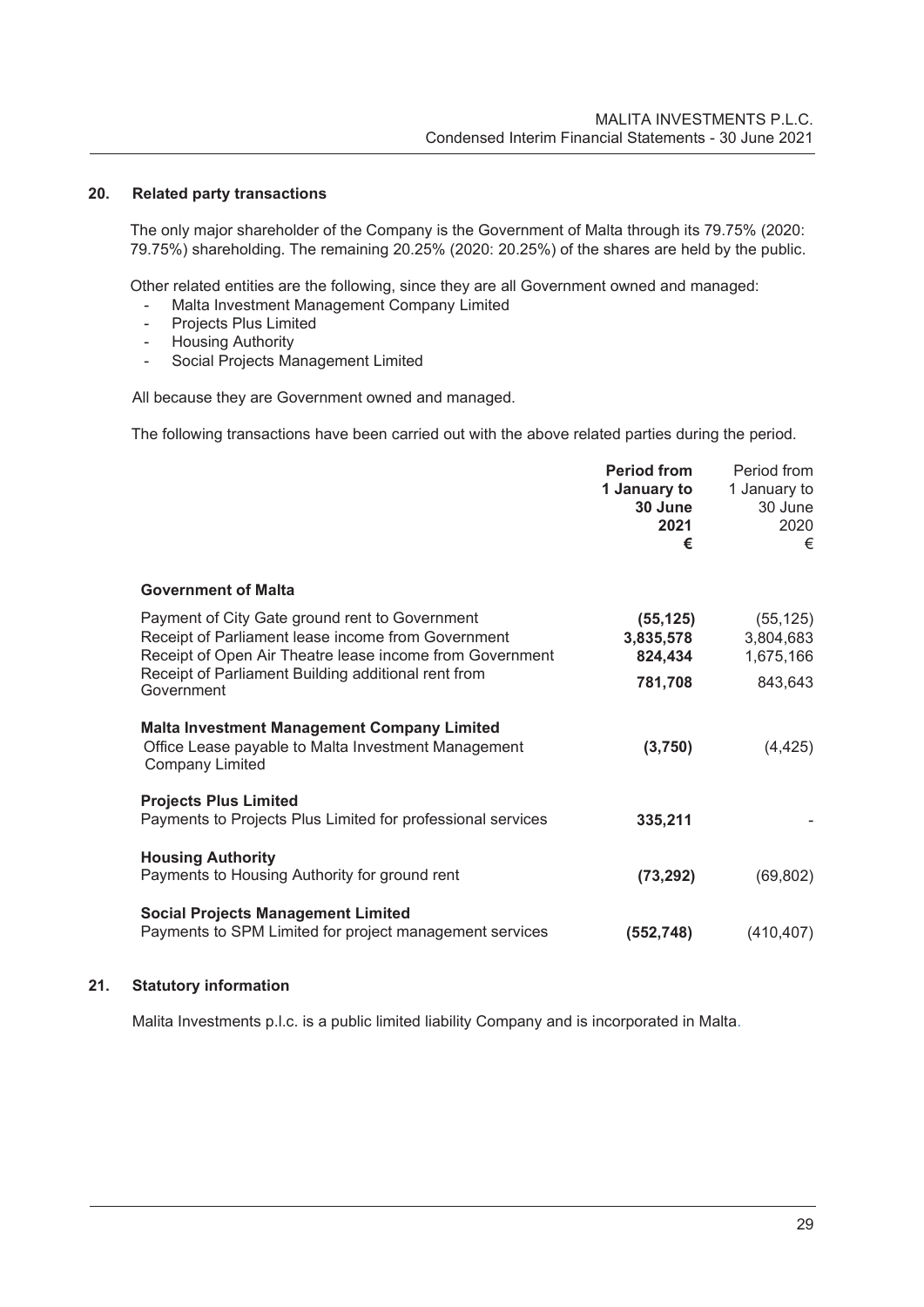## 20. Related party transactions

The only major shareholder of the Company is the Government of Malta through its 79.75% (2020: 79.75%) shareholding. The remaining 20.25% (2020: 20.25%) of the shares are held by the public.

Other related entities are the following, since they are all Government owned and managed:

- Malta Investment Management Company Limited
- Projects Plus Limited
- Housing Authority
- Social Projects Management Limited

All because they are Government owned and managed.

The following transactions have been carried out with the above related parties during the period.

| | **Period from 1 January to 30 June 2021 €** | Period from 1 January to 30 June 2020 € |
|---|---|---|
| **Government of Malta** | | |
| Payment of City Gate ground rent to Government | **(55,125)** | (55,125) |
| Receipt of Parliament lease income from Government | **3,835,578** | 3,804,683 |
| Receipt of Open Air Theatre lease income from Government | **824,434** | 1,675,166 |
| Receipt of Parliament Building additional rent from Government | **781,708** | 843,643 |
| **Malta Investment Management Company Limited** | | |
| Office Lease payable to Malta Investment Management Company Limited | **(3,750)** | (4,425) |
| **Projects Plus Limited** | | |
| Payments to Projects Plus Limited for professional services | **335,211** | - |
| **Housing Authority** | | |
| Payments to Housing Authority for ground rent | **(73,292)** | (69,802) |
| **Social Projects Management Limited** | | |
| Payments to SPM Limited for project management services | **(552,748)** | (410,407) |

## 21. Statutory information

Malita Investments p.l.c. is a public limited liability Company and is incorporated in Malta.